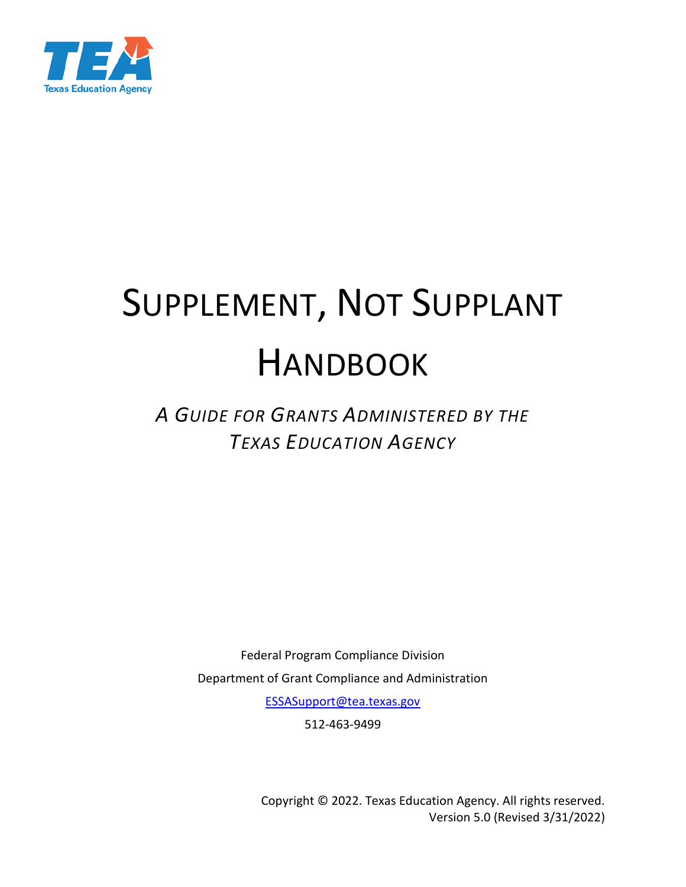Texas Education Agency

# Supplement, Not Supplant Handbook

*A Guide for Grants Administered by the Texas Education Agency*

Federal Program Compliance Division

Department of Grant Compliance and Administration

ESSASupport@tea.texas.gov

512-463-9499

Copyright © 2022. Texas Education Agency. All rights reserved.
Version 5.0 (Revised 3/31/2022)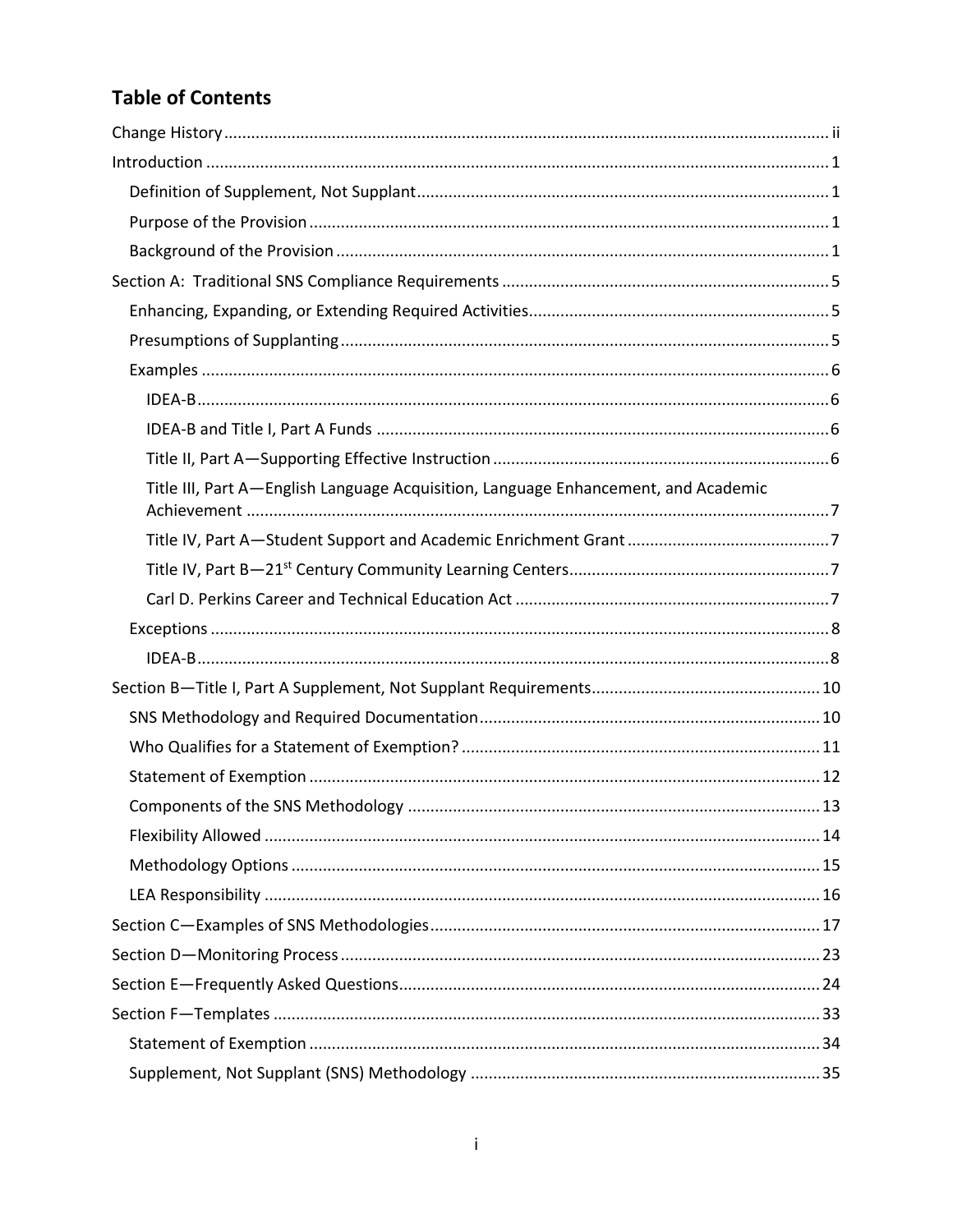# Table of Contents

- Change History ..... ii
- Introduction ..... 1
  - Definition of Supplement, Not Supplant ..... 1
  - Purpose of the Provision ..... 1
  - Background of the Provision ..... 1
- Section A: Traditional SNS Compliance Requirements ..... 5
  - Enhancing, Expanding, or Extending Required Activities ..... 5
  - Presumptions of Supplanting ..... 5
  - Examples ..... 6
    - IDEA-B ..... 6
    - IDEA-B and Title I, Part A Funds ..... 6
    - Title II, Part A—Supporting Effective Instruction ..... 6
    - Title III, Part A—English Language Acquisition, Language Enhancement, and Academic Achievement ..... 7
    - Title IV, Part A—Student Support and Academic Enrichment Grant ..... 7
    - Title IV, Part B—21st Century Community Learning Centers ..... 7
    - Carl D. Perkins Career and Technical Education Act ..... 7
  - Exceptions ..... 8
    - IDEA-B ..... 8
- Section B—Title I, Part A Supplement, Not Supplant Requirements ..... 10
  - SNS Methodology and Required Documentation ..... 10
  - Who Qualifies for a Statement of Exemption? ..... 11
  - Statement of Exemption ..... 12
  - Components of the SNS Methodology ..... 13
  - Flexibility Allowed ..... 14
  - Methodology Options ..... 15
  - LEA Responsibility ..... 16
- Section C—Examples of SNS Methodologies ..... 17
- Section D—Monitoring Process ..... 23
- Section E—Frequently Asked Questions ..... 24
- Section F—Templates ..... 33
  - Statement of Exemption ..... 34
  - Supplement, Not Supplant (SNS) Methodology ..... 35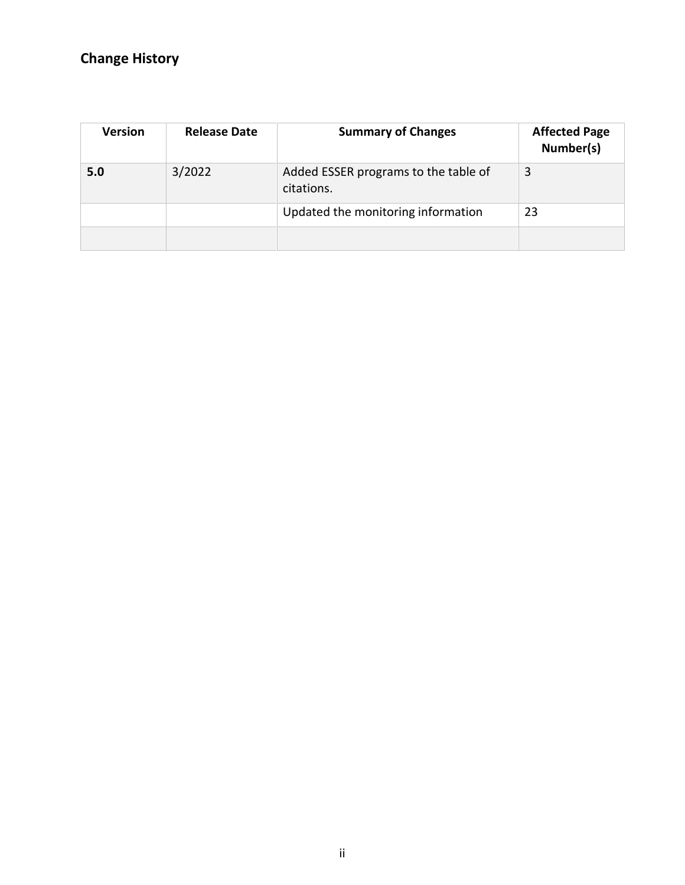## Change History

| Version | Release Date | Summary of Changes | Affected Page Number(s) |
| --- | --- | --- | --- |
| **5.0** | 3/2022 | Added ESSER programs to the table of citations. | 3 |
| | | Updated the monitoring information | 23 |
| | | | |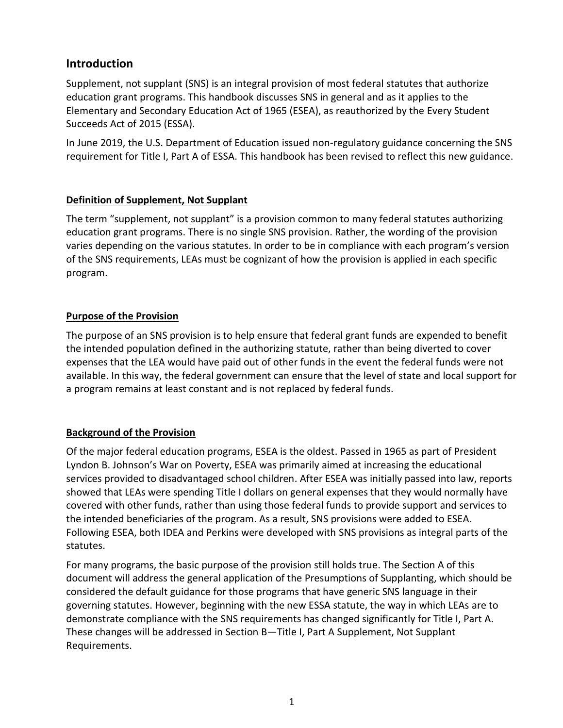## Introduction

Supplement, not supplant (SNS) is an integral provision of most federal statutes that authorize education grant programs. This handbook discusses SNS in general and as it applies to the Elementary and Secondary Education Act of 1965 (ESEA), as reauthorized by the Every Student Succeeds Act of 2015 (ESSA).

In June 2019, the U.S. Department of Education issued non-regulatory guidance concerning the SNS requirement for Title I, Part A of ESSA. This handbook has been revised to reflect this new guidance.

### Definition of Supplement, Not Supplant

The term "supplement, not supplant" is a provision common to many federal statutes authorizing education grant programs. There is no single SNS provision. Rather, the wording of the provision varies depending on the various statutes. In order to be in compliance with each program's version of the SNS requirements, LEAs must be cognizant of how the provision is applied in each specific program.

### Purpose of the Provision

The purpose of an SNS provision is to help ensure that federal grant funds are expended to benefit the intended population defined in the authorizing statute, rather than being diverted to cover expenses that the LEA would have paid out of other funds in the event the federal funds were not available. In this way, the federal government can ensure that the level of state and local support for a program remains at least constant and is not replaced by federal funds.

### Background of the Provision

Of the major federal education programs, ESEA is the oldest. Passed in 1965 as part of President Lyndon B. Johnson's War on Poverty, ESEA was primarily aimed at increasing the educational services provided to disadvantaged school children. After ESEA was initially passed into law, reports showed that LEAs were spending Title I dollars on general expenses that they would normally have covered with other funds, rather than using those federal funds to provide support and services to the intended beneficiaries of the program. As a result, SNS provisions were added to ESEA. Following ESEA, both IDEA and Perkins were developed with SNS provisions as integral parts of the statutes.

For many programs, the basic purpose of the provision still holds true. The Section A of this document will address the general application of the Presumptions of Supplanting, which should be considered the default guidance for those programs that have generic SNS language in their governing statutes. However, beginning with the new ESSA statute, the way in which LEAs are to demonstrate compliance with the SNS requirements has changed significantly for Title I, Part A. These changes will be addressed in Section B—Title I, Part A Supplement, Not Supplant Requirements.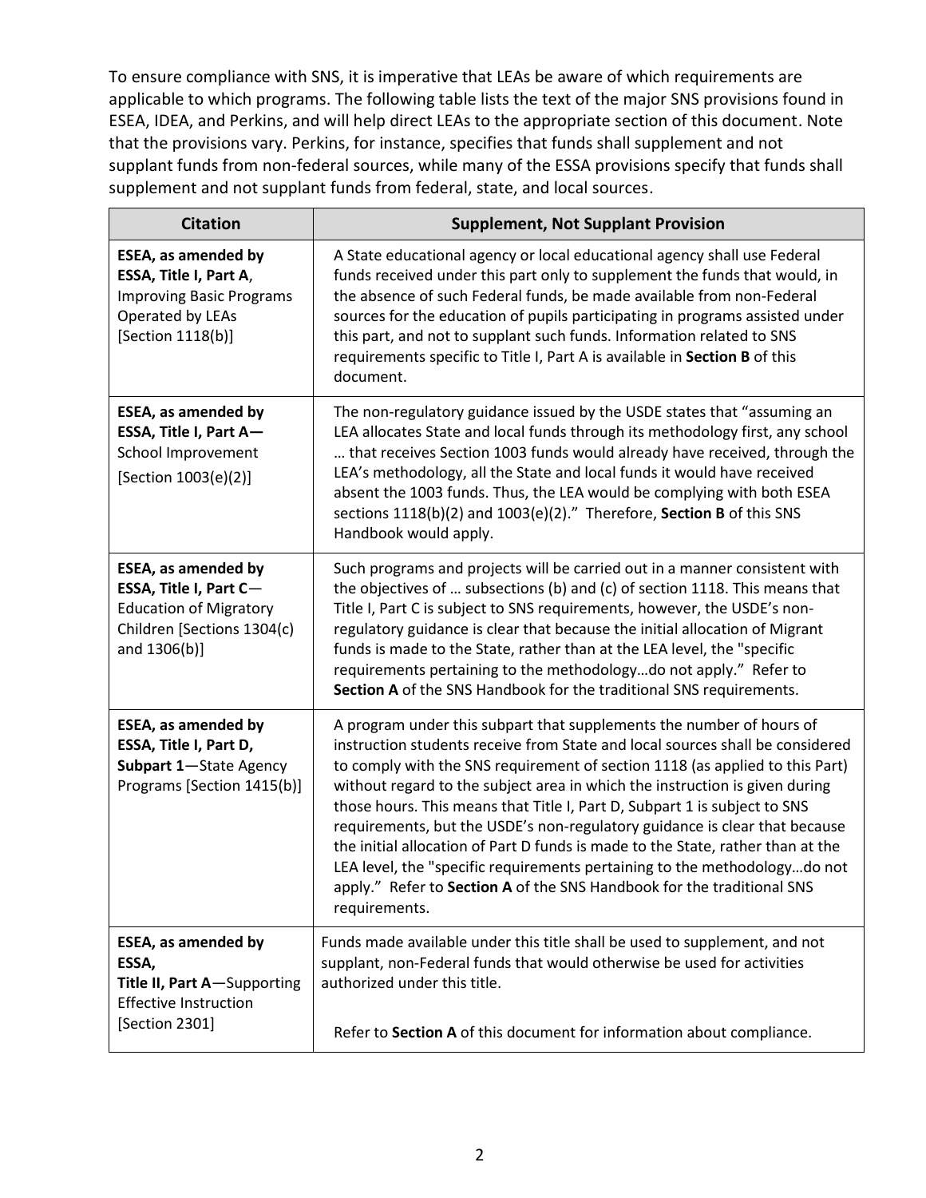To ensure compliance with SNS, it is imperative that LEAs be aware of which requirements are applicable to which programs. The following table lists the text of the major SNS provisions found in ESEA, IDEA, and Perkins, and will help direct LEAs to the appropriate section of this document. Note that the provisions vary. Perkins, for instance, specifies that funds shall supplement and not supplant funds from non-federal sources, while many of the ESSA provisions specify that funds shall supplement and not supplant funds from federal, state, and local sources.

| Citation | Supplement, Not Supplant Provision |
|---|---|
| **ESEA, as amended by ESSA, Title I, Part A**, Improving Basic Programs Operated by LEAs [Section 1118(b)] | A State educational agency or local educational agency shall use Federal funds received under this part only to supplement the funds that would, in the absence of such Federal funds, be made available from non-Federal sources for the education of pupils participating in programs assisted under this part, and not to supplant such funds. Information related to SNS requirements specific to Title I, Part A is available in **Section B** of this document. |
| **ESEA, as amended by ESSA, Title I, Part A—** School Improvement [Section 1003(e)(2)] | The non-regulatory guidance issued by the USDE states that "assuming an LEA allocates State and local funds through its methodology first, any school … that receives Section 1003 funds would already have received, through the LEA's methodology, all the State and local funds it would have received absent the 1003 funds. Thus, the LEA would be complying with both ESEA sections 1118(b)(2) and 1003(e)(2)." Therefore, **Section B** of this SNS Handbook would apply. |
| **ESEA, as amended by ESSA, Title I, Part C**—Education of Migratory Children [Sections 1304(c) and 1306(b)] | Such programs and projects will be carried out in a manner consistent with the objectives of … subsections (b) and (c) of section 1118. This means that Title I, Part C is subject to SNS requirements, however, the USDE's non-regulatory guidance is clear that because the initial allocation of Migrant funds is made to the State, rather than at the LEA level, the "specific requirements pertaining to the methodology…do not apply." Refer to **Section A** of the SNS Handbook for the traditional SNS requirements. |
| **ESEA, as amended by ESSA, Title I, Part D, Subpart 1**—State Agency Programs [Section 1415(b)] | A program under this subpart that supplements the number of hours of instruction students receive from State and local sources shall be considered to comply with the SNS requirement of section 1118 (as applied to this Part) without regard to the subject area in which the instruction is given during those hours. This means that Title I, Part D, Subpart 1 is subject to SNS requirements, but the USDE's non-regulatory guidance is clear that because the initial allocation of Part D funds is made to the State, rather than at the LEA level, the "specific requirements pertaining to the methodology…do not apply." Refer to **Section A** of the SNS Handbook for the traditional SNS requirements. |
| **ESEA, as amended by ESSA, Title II, Part A**—Supporting Effective Instruction [Section 2301] | Funds made available under this title shall be used to supplement, and not supplant, non-Federal funds that would otherwise be used for activities authorized under this title. Refer to **Section A** of this document for information about compliance. |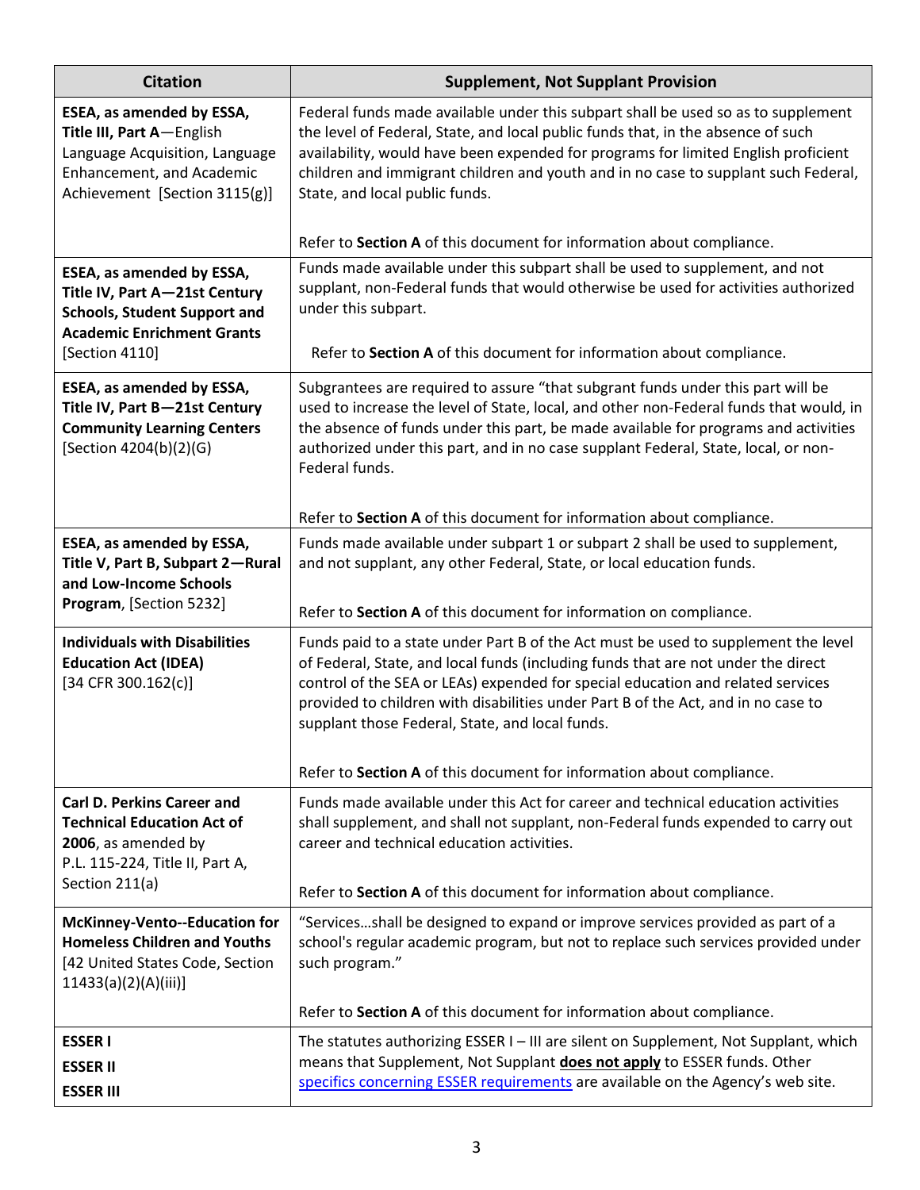| Citation | Supplement, Not Supplant Provision |
|---|---|
| **ESEA, as amended by ESSA, Title III, Part A**—English Language Acquisition, Language Enhancement, and Academic Achievement [Section 3115(g)] | Federal funds made available under this subpart shall be used so as to supplement the level of Federal, State, and local public funds that, in the absence of such availability, would have been expended for programs for limited English proficient children and immigrant children and youth and in no case to supplant such Federal, State, and local public funds.<br><br>Refer to **Section A** of this document for information about compliance. |
| **ESEA, as amended by ESSA, Title IV, Part A—21st Century Schools, Student Support and Academic Enrichment Grants** [Section 4110] | Funds made available under this subpart shall be used to supplement, and not supplant, non-Federal funds that would otherwise be used for activities authorized under this subpart.<br><br>Refer to **Section A** of this document for information about compliance. |
| **ESEA, as amended by ESSA, Title IV, Part B—21st Century Community Learning Centers** [Section 4204(b)(2)(G) | Subgrantees are required to assure "that subgrant funds under this part will be used to increase the level of State, local, and other non-Federal funds that would, in the absence of funds under this part, be made available for programs and activities authorized under this part, and in no case supplant Federal, State, local, or non-Federal funds.<br><br>Refer to **Section A** of this document for information about compliance. |
| **ESEA, as amended by ESSA, Title V, Part B, Subpart 2—Rural and Low-Income Schools Program**, [Section 5232] | Funds made available under subpart 1 or subpart 2 shall be used to supplement, and not supplant, any other Federal, State, or local education funds.<br><br>Refer to **Section A** of this document for information on compliance. |
| **Individuals with Disabilities Education Act (IDEA)** [34 CFR 300.162(c)] | Funds paid to a state under Part B of the Act must be used to supplement the level of Federal, State, and local funds (including funds that are not under the direct control of the SEA or LEAs) expended for special education and related services provided to children with disabilities under Part B of the Act, and in no case to supplant those Federal, State, and local funds.<br><br>Refer to **Section A** of this document for information about compliance. |
| **Carl D. Perkins Career and Technical Education Act of 2006**, as amended by P.L. 115-224, Title II, Part A, Section 211(a) | Funds made available under this Act for career and technical education activities shall supplement, and shall not supplant, non-Federal funds expended to carry out career and technical education activities.<br><br>Refer to **Section A** of this document for information about compliance. |
| **McKinney-Vento--Education for Homeless Children and Youths** [42 United States Code, Section 11433(a)(2)(A)(iii)] | "Services…shall be designed to expand or improve services provided as part of a school's regular academic program, but not to replace such services provided under such program."<br><br>Refer to **Section A** of this document for information about compliance. |
| **ESSER I**<br>**ESSER II**<br>**ESSER III** | The statutes authorizing ESSER I – III are silent on Supplement, Not Supplant, which means that Supplement, Not Supplant **does not apply** to ESSER funds. Other specifics concerning ESSER requirements are available on the Agency's web site. |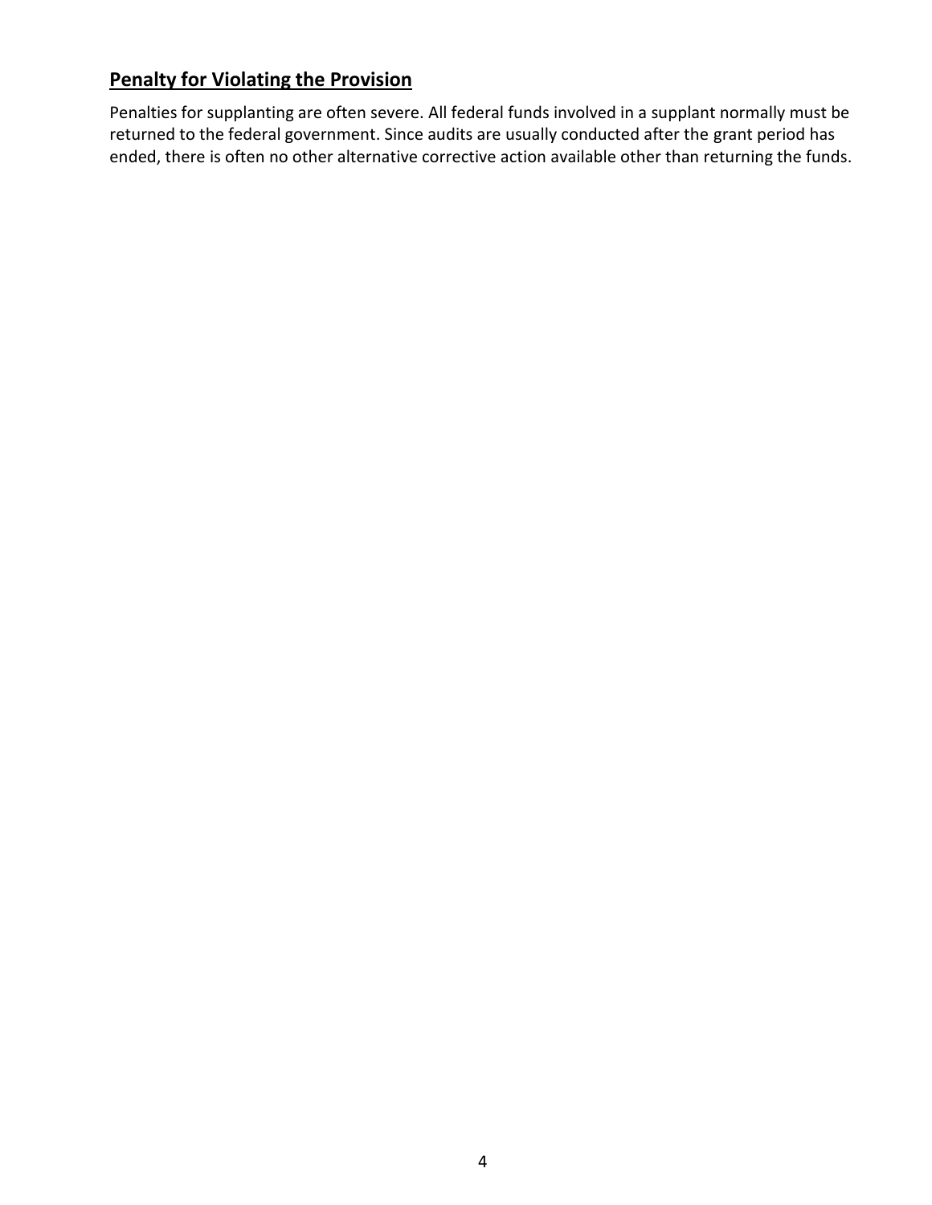## Penalty for Violating the Provision

Penalties for supplanting are often severe. All federal funds involved in a supplant normally must be returned to the federal government. Since audits are usually conducted after the grant period has ended, there is often no other alternative corrective action available other than returning the funds.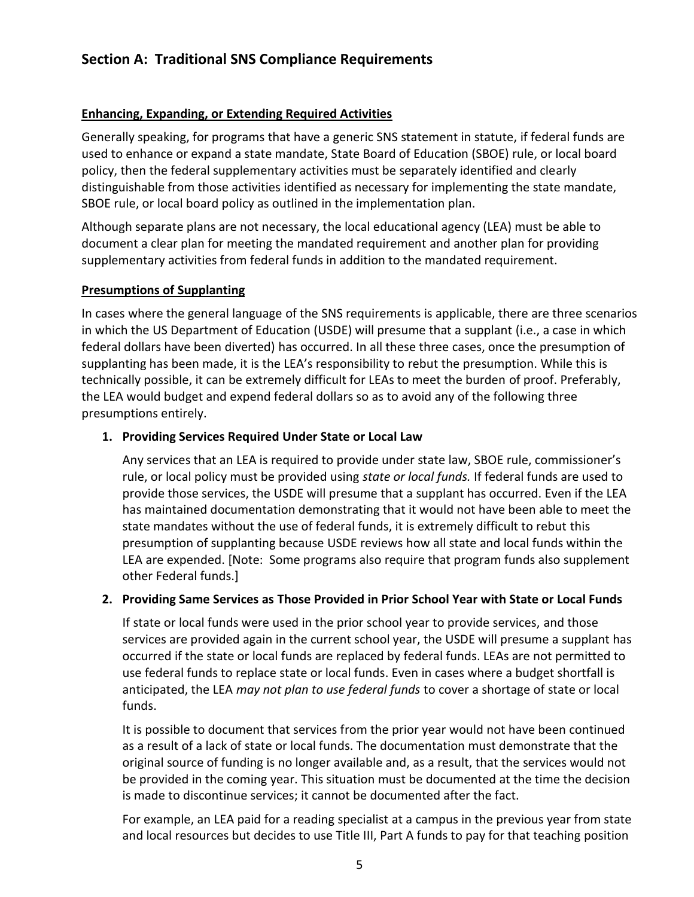## Section A: Traditional SNS Compliance Requirements

**Enhancing, Expanding, or Extending Required Activities**

Generally speaking, for programs that have a generic SNS statement in statute, if federal funds are used to enhance or expand a state mandate, State Board of Education (SBOE) rule, or local board policy, then the federal supplementary activities must be separately identified and clearly distinguishable from those activities identified as necessary for implementing the state mandate, SBOE rule, or local board policy as outlined in the implementation plan.

Although separate plans are not necessary, the local educational agency (LEA) must be able to document a clear plan for meeting the mandated requirement and another plan for providing supplementary activities from federal funds in addition to the mandated requirement.

**Presumptions of Supplanting**

In cases where the general language of the SNS requirements is applicable, there are three scenarios in which the US Department of Education (USDE) will presume that a supplant (i.e., a case in which federal dollars have been diverted) has occurred. In all these three cases, once the presumption of supplanting has been made, it is the LEA's responsibility to rebut the presumption. While this is technically possible, it can be extremely difficult for LEAs to meet the burden of proof. Preferably, the LEA would budget and expend federal dollars so as to avoid any of the following three presumptions entirely.

1. **Providing Services Required Under State or Local Law**

   Any services that an LEA is required to provide under state law, SBOE rule, commissioner's rule, or local policy must be provided using *state or local funds.* If federal funds are used to provide those services, the USDE will presume that a supplant has occurred. Even if the LEA has maintained documentation demonstrating that it would not have been able to meet the state mandates without the use of federal funds, it is extremely difficult to rebut this presumption of supplanting because USDE reviews how all state and local funds within the LEA are expended. [Note: Some programs also require that program funds also supplement other Federal funds.]

2. **Providing Same Services as Those Provided in Prior School Year with State or Local Funds**

   If state or local funds were used in the prior school year to provide services, and those services are provided again in the current school year, the USDE will presume a supplant has occurred if the state or local funds are replaced by federal funds. LEAs are not permitted to use federal funds to replace state or local funds. Even in cases where a budget shortfall is anticipated, the LEA *may not plan to use federal funds* to cover a shortage of state or local funds.

   It is possible to document that services from the prior year would not have been continued as a result of a lack of state or local funds. The documentation must demonstrate that the original source of funding is no longer available and, as a result, that the services would not be provided in the coming year. This situation must be documented at the time the decision is made to discontinue services; it cannot be documented after the fact.

   For example, an LEA paid for a reading specialist at a campus in the previous year from state and local resources but decides to use Title III, Part A funds to pay for that teaching position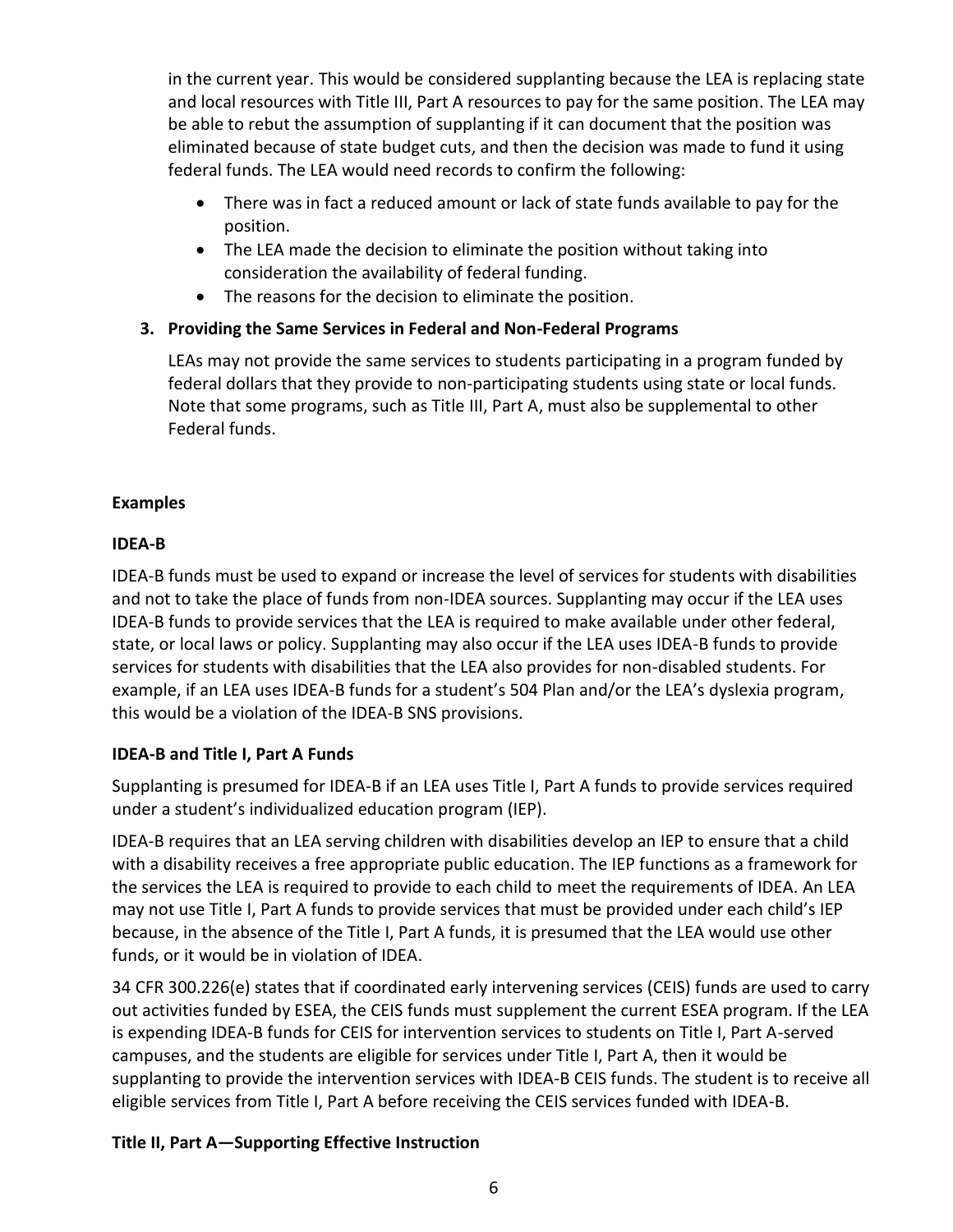in the current year. This would be considered supplanting because the LEA is replacing state and local resources with Title III, Part A resources to pay for the same position. The LEA may be able to rebut the assumption of supplanting if it can document that the position was eliminated because of state budget cuts, and then the decision was made to fund it using federal funds. The LEA would need records to confirm the following:

- There was in fact a reduced amount or lack of state funds available to pay for the position.
- The LEA made the decision to eliminate the position without taking into consideration the availability of federal funding.
- The reasons for the decision to eliminate the position.

**3. Providing the Same Services in Federal and Non-Federal Programs**

LEAs may not provide the same services to students participating in a program funded by federal dollars that they provide to non-participating students using state or local funds. Note that some programs, such as Title III, Part A, must also be supplemental to other Federal funds.

**Examples**

**IDEA-B**

IDEA-B funds must be used to expand or increase the level of services for students with disabilities and not to take the place of funds from non-IDEA sources. Supplanting may occur if the LEA uses IDEA-B funds to provide services that the LEA is required to make available under other federal, state, or local laws or policy. Supplanting may also occur if the LEA uses IDEA-B funds to provide services for students with disabilities that the LEA also provides for non-disabled students. For example, if an LEA uses IDEA-B funds for a student's 504 Plan and/or the LEA's dyslexia program, this would be a violation of the IDEA-B SNS provisions.

**IDEA-B and Title I, Part A Funds**

Supplanting is presumed for IDEA-B if an LEA uses Title I, Part A funds to provide services required under a student's individualized education program (IEP).

IDEA-B requires that an LEA serving children with disabilities develop an IEP to ensure that a child with a disability receives a free appropriate public education. The IEP functions as a framework for the services the LEA is required to provide to each child to meet the requirements of IDEA. An LEA may not use Title I, Part A funds to provide services that must be provided under each child's IEP because, in the absence of the Title I, Part A funds, it is presumed that the LEA would use other funds, or it would be in violation of IDEA.

34 CFR 300.226(e) states that if coordinated early intervening services (CEIS) funds are used to carry out activities funded by ESEA, the CEIS funds must supplement the current ESEA program. If the LEA is expending IDEA-B funds for CEIS for intervention services to students on Title I, Part A-served campuses, and the students are eligible for services under Title I, Part A, then it would be supplanting to provide the intervention services with IDEA-B CEIS funds. The student is to receive all eligible services from Title I, Part A before receiving the CEIS services funded with IDEA-B.

**Title II, Part A—Supporting Effective Instruction**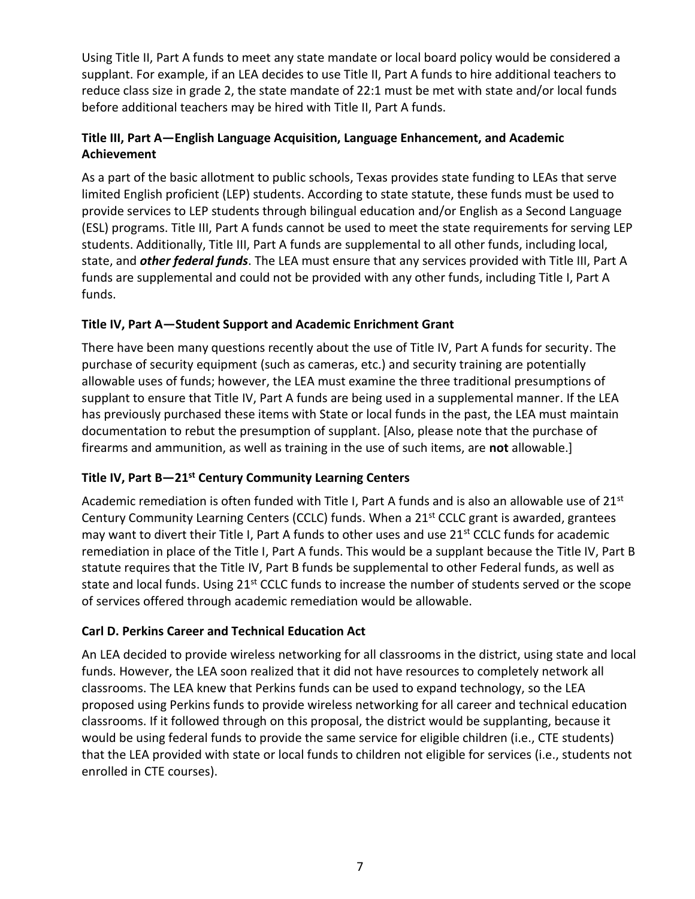Using Title II, Part A funds to meet any state mandate or local board policy would be considered a supplant. For example, if an LEA decides to use Title II, Part A funds to hire additional teachers to reduce class size in grade 2, the state mandate of 22:1 must be met with state and/or local funds before additional teachers may be hired with Title II, Part A funds.

### Title III, Part A—English Language Acquisition, Language Enhancement, and Academic Achievement

As a part of the basic allotment to public schools, Texas provides state funding to LEAs that serve limited English proficient (LEP) students. According to state statute, these funds must be used to provide services to LEP students through bilingual education and/or English as a Second Language (ESL) programs. Title III, Part A funds cannot be used to meet the state requirements for serving LEP students. Additionally, Title III, Part A funds are supplemental to all other funds, including local, state, and ***other federal funds***. The LEA must ensure that any services provided with Title III, Part A funds are supplemental and could not be provided with any other funds, including Title I, Part A funds.

### Title IV, Part A—Student Support and Academic Enrichment Grant

There have been many questions recently about the use of Title IV, Part A funds for security. The purchase of security equipment (such as cameras, etc.) and security training are potentially allowable uses of funds; however, the LEA must examine the three traditional presumptions of supplant to ensure that Title IV, Part A funds are being used in a supplemental manner. If the LEA has previously purchased these items with State or local funds in the past, the LEA must maintain documentation to rebut the presumption of supplant. [Also, please note that the purchase of firearms and ammunition, as well as training in the use of such items, are **not** allowable.]

### Title IV, Part B—21st Century Community Learning Centers

Academic remediation is often funded with Title I, Part A funds and is also an allowable use of 21st Century Community Learning Centers (CCLC) funds. When a 21st CCLC grant is awarded, grantees may want to divert their Title I, Part A funds to other uses and use 21st CCLC funds for academic remediation in place of the Title I, Part A funds. This would be a supplant because the Title IV, Part B statute requires that the Title IV, Part B funds be supplemental to other Federal funds, as well as state and local funds. Using 21st CCLC funds to increase the number of students served or the scope of services offered through academic remediation would be allowable.

### Carl D. Perkins Career and Technical Education Act

An LEA decided to provide wireless networking for all classrooms in the district, using state and local funds. However, the LEA soon realized that it did not have resources to completely network all classrooms. The LEA knew that Perkins funds can be used to expand technology, so the LEA proposed using Perkins funds to provide wireless networking for all career and technical education classrooms. If it followed through on this proposal, the district would be supplanting, because it would be using federal funds to provide the same service for eligible children (i.e., CTE students) that the LEA provided with state or local funds to children not eligible for services (i.e., students not enrolled in CTE courses).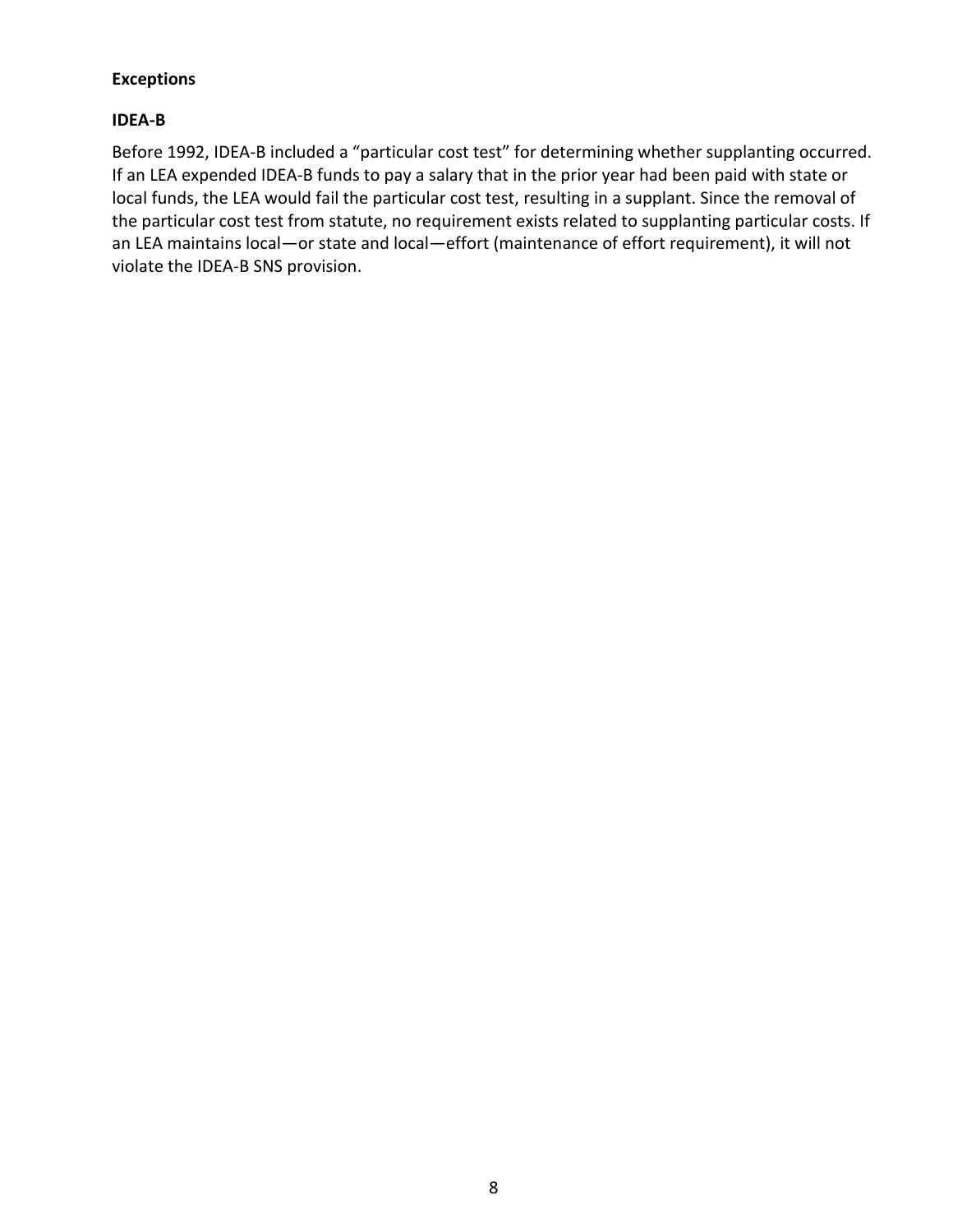### Exceptions

#### IDEA-B

Before 1992, IDEA-B included a "particular cost test" for determining whether supplanting occurred. If an LEA expended IDEA-B funds to pay a salary that in the prior year had been paid with state or local funds, the LEA would fail the particular cost test, resulting in a supplant. Since the removal of the particular cost test from statute, no requirement exists related to supplanting particular costs. If an LEA maintains local—or state and local—effort (maintenance of effort requirement), it will not violate the IDEA-B SNS provision.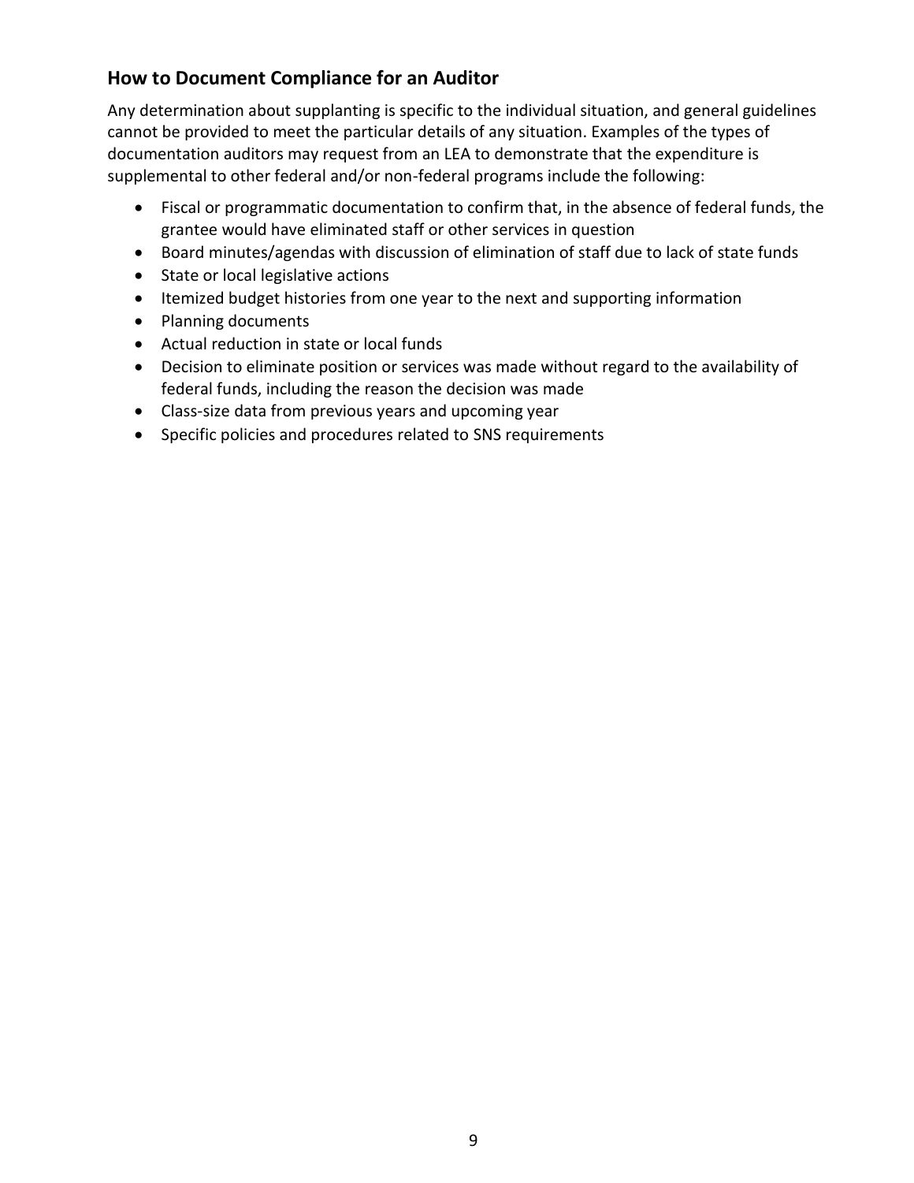## How to Document Compliance for an Auditor

Any determination about supplanting is specific to the individual situation, and general guidelines cannot be provided to meet the particular details of any situation. Examples of the types of documentation auditors may request from an LEA to demonstrate that the expenditure is supplemental to other federal and/or non-federal programs include the following:

- Fiscal or programmatic documentation to confirm that, in the absence of federal funds, the grantee would have eliminated staff or other services in question
- Board minutes/agendas with discussion of elimination of staff due to lack of state funds
- State or local legislative actions
- Itemized budget histories from one year to the next and supporting information
- Planning documents
- Actual reduction in state or local funds
- Decision to eliminate position or services was made without regard to the availability of federal funds, including the reason the decision was made
- Class-size data from previous years and upcoming year
- Specific policies and procedures related to SNS requirements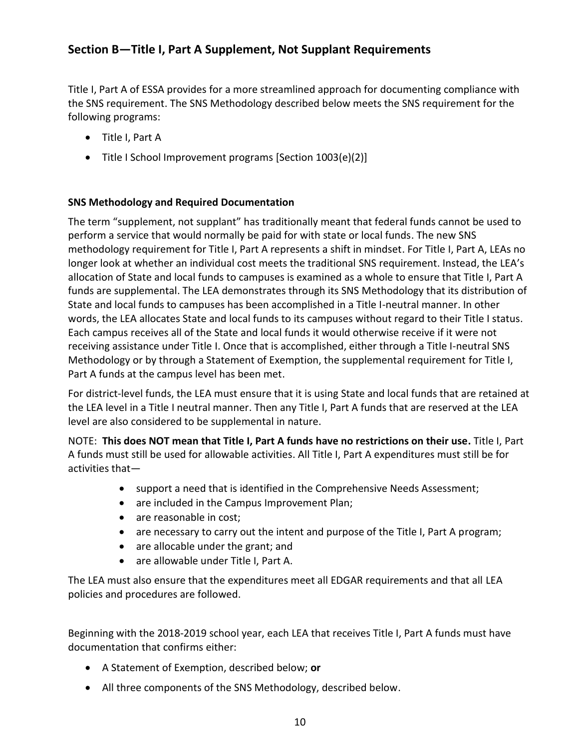## Section B—Title I, Part A Supplement, Not Supplant Requirements

Title I, Part A of ESSA provides for a more streamlined approach for documenting compliance with the SNS requirement. The SNS Methodology described below meets the SNS requirement for the following programs:

- Title I, Part A
- Title I School Improvement programs [Section 1003(e)(2)]

### SNS Methodology and Required Documentation

The term "supplement, not supplant" has traditionally meant that federal funds cannot be used to perform a service that would normally be paid for with state or local funds. The new SNS methodology requirement for Title I, Part A represents a shift in mindset. For Title I, Part A, LEAs no longer look at whether an individual cost meets the traditional SNS requirement. Instead, the LEA's allocation of State and local funds to campuses is examined as a whole to ensure that Title I, Part A funds are supplemental. The LEA demonstrates through its SNS Methodology that its distribution of State and local funds to campuses has been accomplished in a Title I-neutral manner. In other words, the LEA allocates State and local funds to its campuses without regard to their Title I status. Each campus receives all of the State and local funds it would otherwise receive if it were not receiving assistance under Title I. Once that is accomplished, either through a Title I-neutral SNS Methodology or by through a Statement of Exemption, the supplemental requirement for Title I, Part A funds at the campus level has been met.

For district-level funds, the LEA must ensure that it is using State and local funds that are retained at the LEA level in a Title I neutral manner. Then any Title I, Part A funds that are reserved at the LEA level are also considered to be supplemental in nature.

NOTE: **This does NOT mean that Title I, Part A funds have no restrictions on their use.** Title I, Part A funds must still be used for allowable activities. All Title I, Part A expenditures must still be for activities that—

- support a need that is identified in the Comprehensive Needs Assessment;
- are included in the Campus Improvement Plan;
- are reasonable in cost;
- are necessary to carry out the intent and purpose of the Title I, Part A program;
- are allocable under the grant; and
- are allowable under Title I, Part A.

The LEA must also ensure that the expenditures meet all EDGAR requirements and that all LEA policies and procedures are followed.

Beginning with the 2018-2019 school year, each LEA that receives Title I, Part A funds must have documentation that confirms either:

- A Statement of Exemption, described below; **or**
- All three components of the SNS Methodology, described below.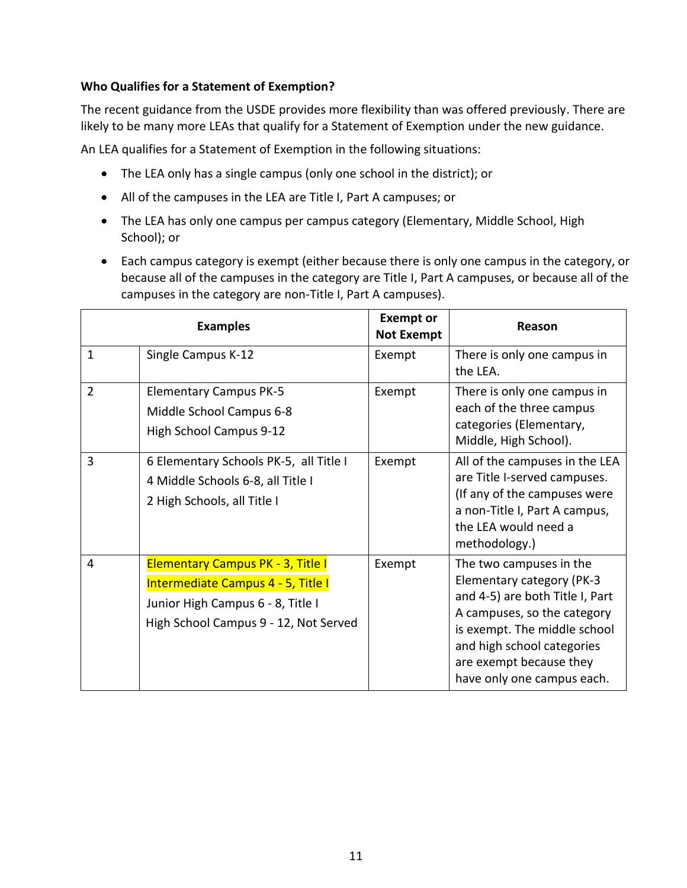**Who Qualifies for a Statement of Exemption?**

The recent guidance from the USDE provides more flexibility than was offered previously. There are likely to be many more LEAs that qualify for a Statement of Exemption under the new guidance.

An LEA qualifies for a Statement of Exemption in the following situations:

- The LEA only has a single campus (only one school in the district); or
- All of the campuses in the LEA are Title I, Part A campuses; or
- The LEA has only one campus per campus category (Elementary, Middle School, High School); or
- Each campus category is exempt (either because there is only one campus in the category, or because all of the campuses in the category are Title I, Part A campuses, or because all of the campuses in the category are non-Title I, Part A campuses).

| Examples | | Exempt or Not Exempt | Reason |
|---|---|---|---|
| 1 | Single Campus K-12 | Exempt | There is only one campus in the LEA. |
| 2 | Elementary Campus PK-5<br>Middle School Campus 6-8<br>High School Campus 9-12 | Exempt | There is only one campus in each of the three campus categories (Elementary, Middle, High School). |
| 3 | 6 Elementary Schools PK-5, all Title I<br>4 Middle Schools 6-8, all Title I<br>2 High Schools, all Title I | Exempt | All of the campuses in the LEA are Title I-served campuses. (If any of the campuses were a non-Title I, Part A campus, the LEA would need a methodology.) |
| 4 | Elementary Campus PK - 3, Title I<br>Intermediate Campus 4 - 5, Title I<br>Junior High Campus 6 - 8, Title I<br>High School Campus 9 - 12, Not Served | Exempt | The two campuses in the Elementary category (PK-3 and 4-5) are both Title I, Part A campuses, so the category is exempt. The middle school and high school categories are exempt because they have only one campus each. |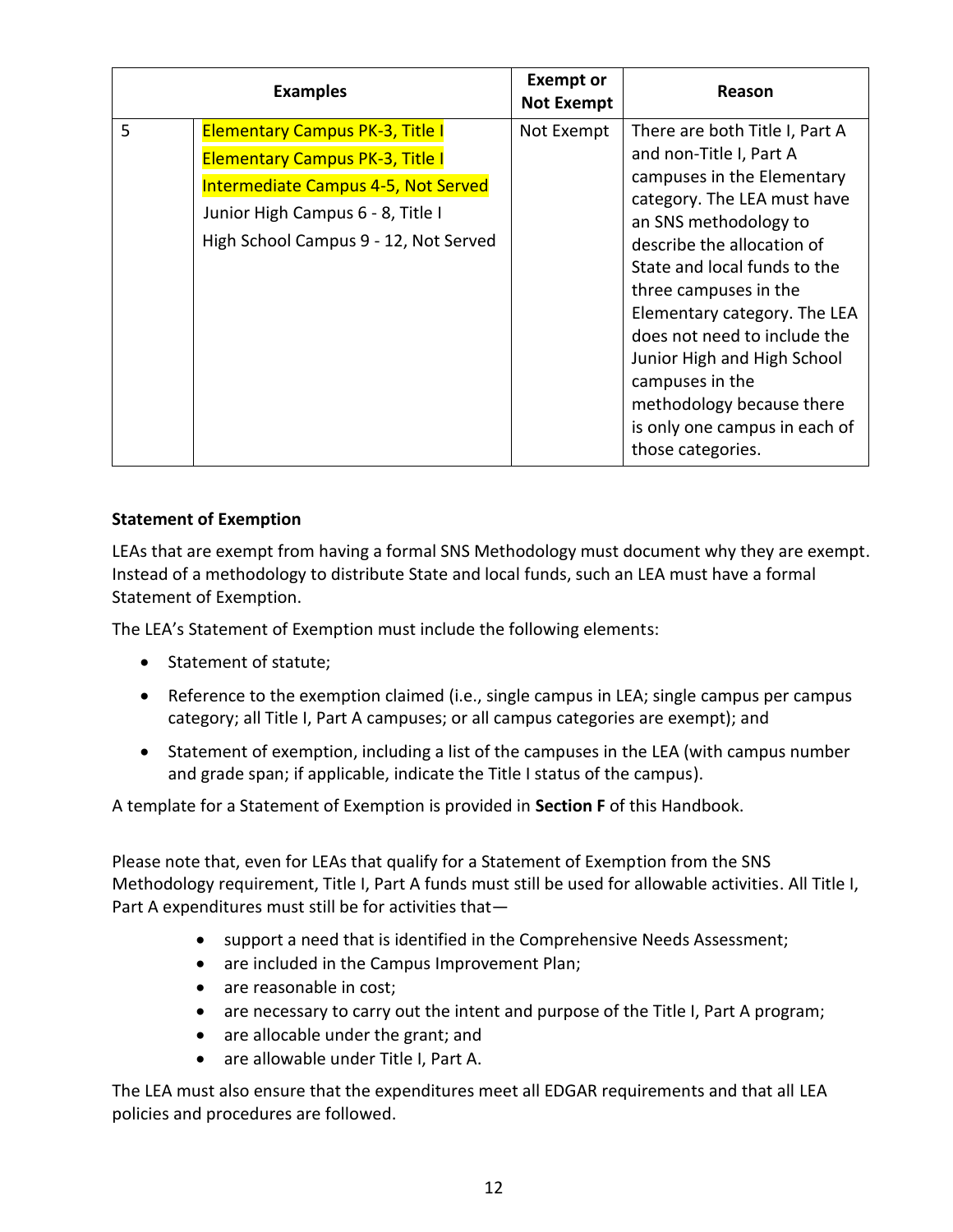| Examples | | Exempt or Not Exempt | Reason |
|---|---|---|---|
| 5 | Elementary Campus PK-3, Title I<br>Elementary Campus PK-3, Title I<br>Intermediate Campus 4-5, Not Served<br>Junior High Campus 6 - 8, Title I<br>High School Campus 9 - 12, Not Served | Not Exempt | There are both Title I, Part A and non-Title I, Part A campuses in the Elementary category. The LEA must have an SNS methodology to describe the allocation of State and local funds to the three campuses in the Elementary category. The LEA does not need to include the Junior High and High School campuses in the methodology because there is only one campus in each of those categories. |

**Statement of Exemption**

LEAs that are exempt from having a formal SNS Methodology must document why they are exempt. Instead of a methodology to distribute State and local funds, such an LEA must have a formal Statement of Exemption.

The LEA's Statement of Exemption must include the following elements:

- Statement of statute;
- Reference to the exemption claimed (i.e., single campus in LEA; single campus per campus category; all Title I, Part A campuses; or all campus categories are exempt); and
- Statement of exemption, including a list of the campuses in the LEA (with campus number and grade span; if applicable, indicate the Title I status of the campus).

A template for a Statement of Exemption is provided in **Section F** of this Handbook.

Please note that, even for LEAs that qualify for a Statement of Exemption from the SNS Methodology requirement, Title I, Part A funds must still be used for allowable activities. All Title I, Part A expenditures must still be for activities that—

- support a need that is identified in the Comprehensive Needs Assessment;
- are included in the Campus Improvement Plan;
- are reasonable in cost;
- are necessary to carry out the intent and purpose of the Title I, Part A program;
- are allocable under the grant; and
- are allowable under Title I, Part A.

The LEA must also ensure that the expenditures meet all EDGAR requirements and that all LEA policies and procedures are followed.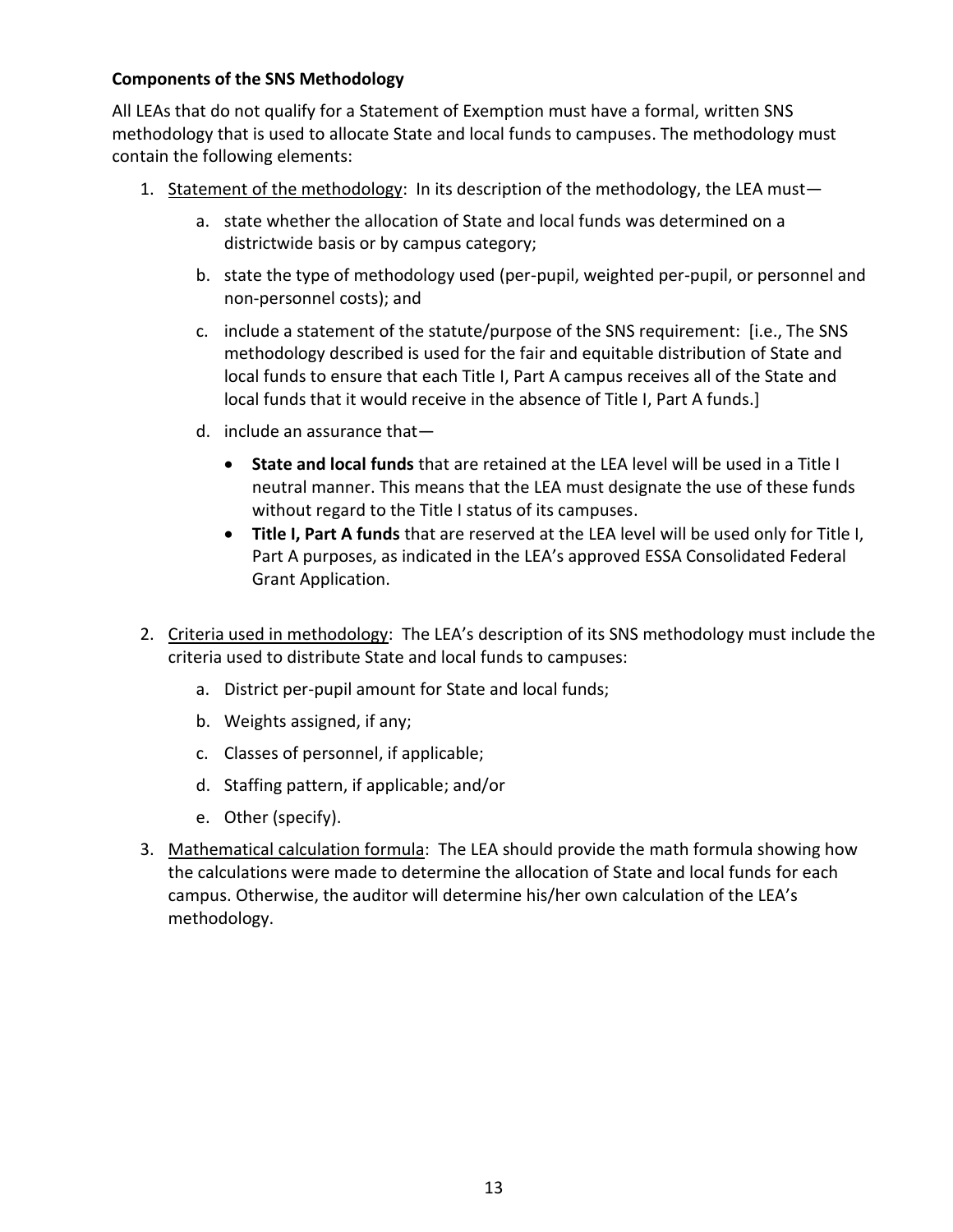**Components of the SNS Methodology**

All LEAs that do not qualify for a Statement of Exemption must have a formal, written SNS methodology that is used to allocate State and local funds to campuses. The methodology must contain the following elements:

1. Statement of the methodology: In its description of the methodology, the LEA must—
   a. state whether the allocation of State and local funds was determined on a districtwide basis or by campus category;
   b. state the type of methodology used (per-pupil, weighted per-pupil, or personnel and non-personnel costs); and
   c. include a statement of the statute/purpose of the SNS requirement: [i.e., The SNS methodology described is used for the fair and equitable distribution of State and local funds to ensure that each Title I, Part A campus receives all of the State and local funds that it would receive in the absence of Title I, Part A funds.]
   d. include an assurance that—
      - **State and local funds** that are retained at the LEA level will be used in a Title I neutral manner. This means that the LEA must designate the use of these funds without regard to the Title I status of its campuses.
      - **Title I, Part A funds** that are reserved at the LEA level will be used only for Title I, Part A purposes, as indicated in the LEA's approved ESSA Consolidated Federal Grant Application.

2. Criteria used in methodology: The LEA's description of its SNS methodology must include the criteria used to distribute State and local funds to campuses:
   a. District per-pupil amount for State and local funds;
   b. Weights assigned, if any;
   c. Classes of personnel, if applicable;
   d. Staffing pattern, if applicable; and/or
   e. Other (specify).

3. Mathematical calculation formula: The LEA should provide the math formula showing how the calculations were made to determine the allocation of State and local funds for each campus. Otherwise, the auditor will determine his/her own calculation of the LEA's methodology.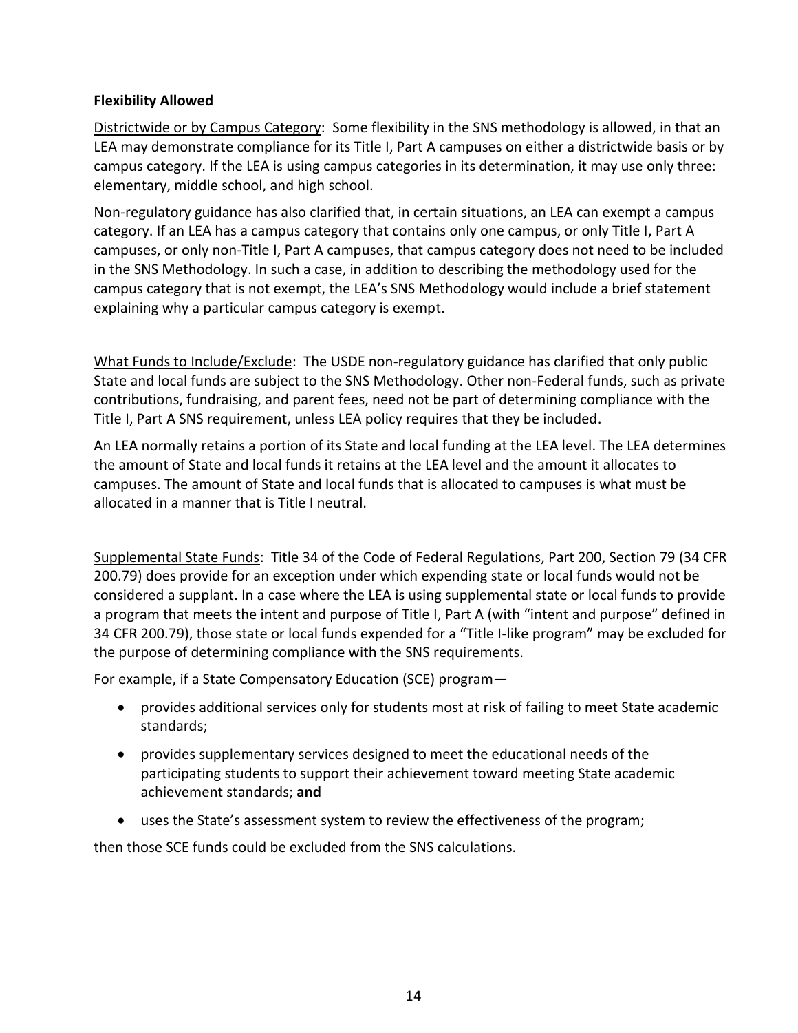**Flexibility Allowed**

Districtwide or by Campus Category: Some flexibility in the SNS methodology is allowed, in that an LEA may demonstrate compliance for its Title I, Part A campuses on either a districtwide basis or by campus category. If the LEA is using campus categories in its determination, it may use only three: elementary, middle school, and high school.

Non-regulatory guidance has also clarified that, in certain situations, an LEA can exempt a campus category. If an LEA has a campus category that contains only one campus, or only Title I, Part A campuses, or only non-Title I, Part A campuses, that campus category does not need to be included in the SNS Methodology. In such a case, in addition to describing the methodology used for the campus category that is not exempt, the LEA's SNS Methodology would include a brief statement explaining why a particular campus category is exempt.

What Funds to Include/Exclude: The USDE non-regulatory guidance has clarified that only public State and local funds are subject to the SNS Methodology. Other non-Federal funds, such as private contributions, fundraising, and parent fees, need not be part of determining compliance with the Title I, Part A SNS requirement, unless LEA policy requires that they be included.

An LEA normally retains a portion of its State and local funding at the LEA level. The LEA determines the amount of State and local funds it retains at the LEA level and the amount it allocates to campuses. The amount of State and local funds that is allocated to campuses is what must be allocated in a manner that is Title I neutral.

Supplemental State Funds: Title 34 of the Code of Federal Regulations, Part 200, Section 79 (34 CFR 200.79) does provide for an exception under which expending state or local funds would not be considered a supplant. In a case where the LEA is using supplemental state or local funds to provide a program that meets the intent and purpose of Title I, Part A (with "intent and purpose" defined in 34 CFR 200.79), those state or local funds expended for a "Title I-like program" may be excluded for the purpose of determining compliance with the SNS requirements.

For example, if a State Compensatory Education (SCE) program—

- provides additional services only for students most at risk of failing to meet State academic standards;
- provides supplementary services designed to meet the educational needs of the participating students to support their achievement toward meeting State academic achievement standards; **and**
- uses the State's assessment system to review the effectiveness of the program;

then those SCE funds could be excluded from the SNS calculations.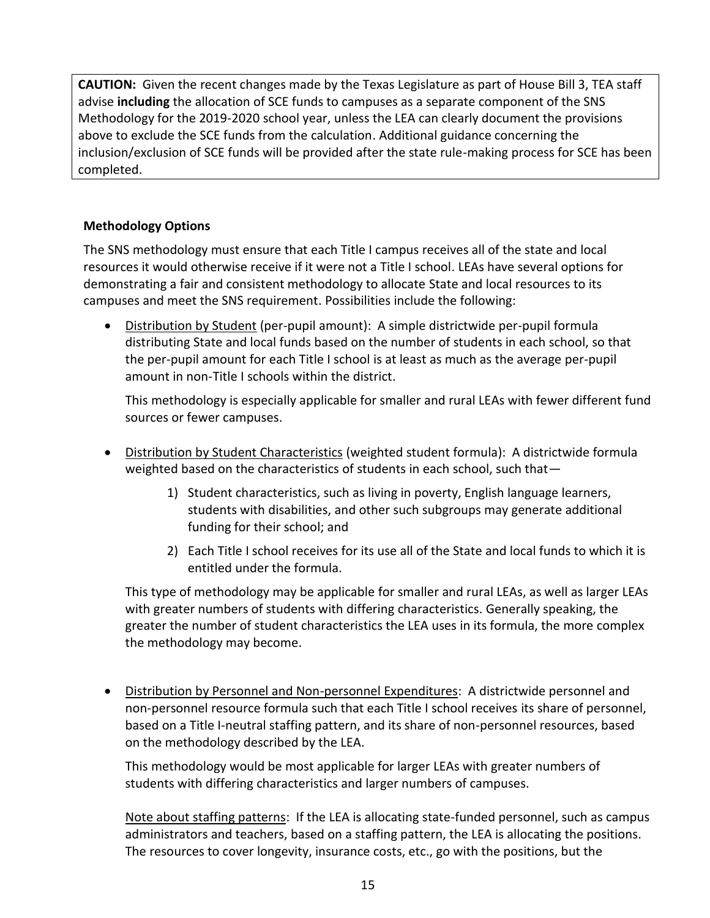**CAUTION:** Given the recent changes made by the Texas Legislature as part of House Bill 3, TEA staff advise **including** the allocation of SCE funds to campuses as a separate component of the SNS Methodology for the 2019-2020 school year, unless the LEA can clearly document the provisions above to exclude the SCE funds from the calculation. Additional guidance concerning the inclusion/exclusion of SCE funds will be provided after the state rule-making process for SCE has been completed.

### Methodology Options

The SNS methodology must ensure that each Title I campus receives all of the state and local resources it would otherwise receive if it were not a Title I school. LEAs have several options for demonstrating a fair and consistent methodology to allocate State and local resources to its campuses and meet the SNS requirement. Possibilities include the following:

- <u>Distribution by Student</u> (per-pupil amount): A simple districtwide per-pupil formula distributing State and local funds based on the number of students in each school, so that the per-pupil amount for each Title I school is at least as much as the average per-pupil amount in non-Title I schools within the district.

  This methodology is especially applicable for smaller and rural LEAs with fewer different fund sources or fewer campuses.

- <u>Distribution by Student Characteristics</u> (weighted student formula): A districtwide formula weighted based on the characteristics of students in each school, such that—

  1) Student characteristics, such as living in poverty, English language learners, students with disabilities, and other such subgroups may generate additional funding for their school; and
  2) Each Title I school receives for its use all of the State and local funds to which it is entitled under the formula.

  This type of methodology may be applicable for smaller and rural LEAs, as well as larger LEAs with greater numbers of students with differing characteristics. Generally speaking, the greater the number of student characteristics the LEA uses in its formula, the more complex the methodology may become.

- <u>Distribution by Personnel and Non-personnel Expenditures</u>: A districtwide personnel and non-personnel resource formula such that each Title I school receives its share of personnel, based on a Title I-neutral staffing pattern, and its share of non-personnel resources, based on the methodology described by the LEA.

  This methodology would be most applicable for larger LEAs with greater numbers of students with differing characteristics and larger numbers of campuses.

  <u>Note about staffing patterns</u>: If the LEA is allocating state-funded personnel, such as campus administrators and teachers, based on a staffing pattern, the LEA is allocating the positions. The resources to cover longevity, insurance costs, etc., go with the positions, but the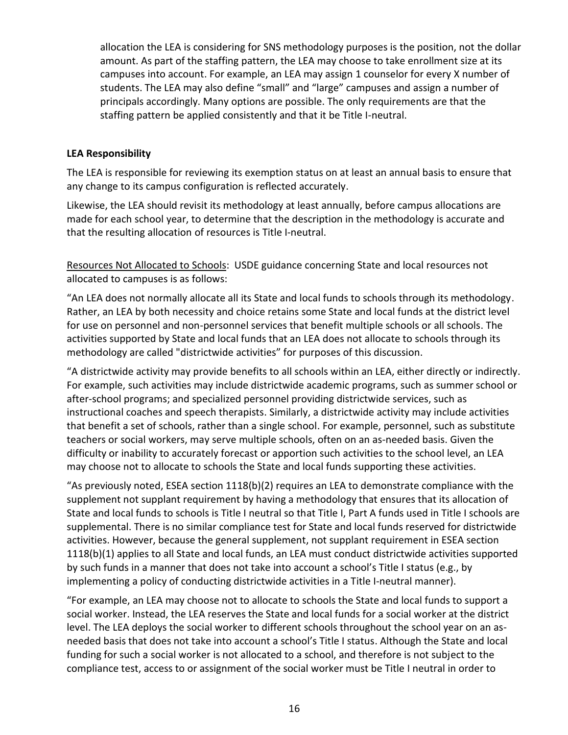allocation the LEA is considering for SNS methodology purposes is the position, not the dollar amount. As part of the staffing pattern, the LEA may choose to take enrollment size at its campuses into account. For example, an LEA may assign 1 counselor for every X number of students. The LEA may also define "small" and "large" campuses and assign a number of principals accordingly. Many options are possible. The only requirements are that the staffing pattern be applied consistently and that it be Title I-neutral.

**LEA Responsibility**

The LEA is responsible for reviewing its exemption status on at least an annual basis to ensure that any change to its campus configuration is reflected accurately.

Likewise, the LEA should revisit its methodology at least annually, before campus allocations are made for each school year, to determine that the description in the methodology is accurate and that the resulting allocation of resources is Title I-neutral.

Resources Not Allocated to Schools: USDE guidance concerning State and local resources not allocated to campuses is as follows:

"An LEA does not normally allocate all its State and local funds to schools through its methodology. Rather, an LEA by both necessity and choice retains some State and local funds at the district level for use on personnel and non-personnel services that benefit multiple schools or all schools. The activities supported by State and local funds that an LEA does not allocate to schools through its methodology are called "districtwide activities" for purposes of this discussion.

"A districtwide activity may provide benefits to all schools within an LEA, either directly or indirectly. For example, such activities may include districtwide academic programs, such as summer school or after-school programs; and specialized personnel providing districtwide services, such as instructional coaches and speech therapists. Similarly, a districtwide activity may include activities that benefit a set of schools, rather than a single school. For example, personnel, such as substitute teachers or social workers, may serve multiple schools, often on an as-needed basis. Given the difficulty or inability to accurately forecast or apportion such activities to the school level, an LEA may choose not to allocate to schools the State and local funds supporting these activities.

"As previously noted, ESEA section 1118(b)(2) requires an LEA to demonstrate compliance with the supplement not supplant requirement by having a methodology that ensures that its allocation of State and local funds to schools is Title I neutral so that Title I, Part A funds used in Title I schools are supplemental. There is no similar compliance test for State and local funds reserved for districtwide activities. However, because the general supplement, not supplant requirement in ESEA section 1118(b)(1) applies to all State and local funds, an LEA must conduct districtwide activities supported by such funds in a manner that does not take into account a school's Title I status (e.g., by implementing a policy of conducting districtwide activities in a Title I-neutral manner).

"For example, an LEA may choose not to allocate to schools the State and local funds to support a social worker. Instead, the LEA reserves the State and local funds for a social worker at the district level. The LEA deploys the social worker to different schools throughout the school year on an as-needed basis that does not take into account a school's Title I status. Although the State and local funding for such a social worker is not allocated to a school, and therefore is not subject to the compliance test, access to or assignment of the social worker must be Title I neutral in order to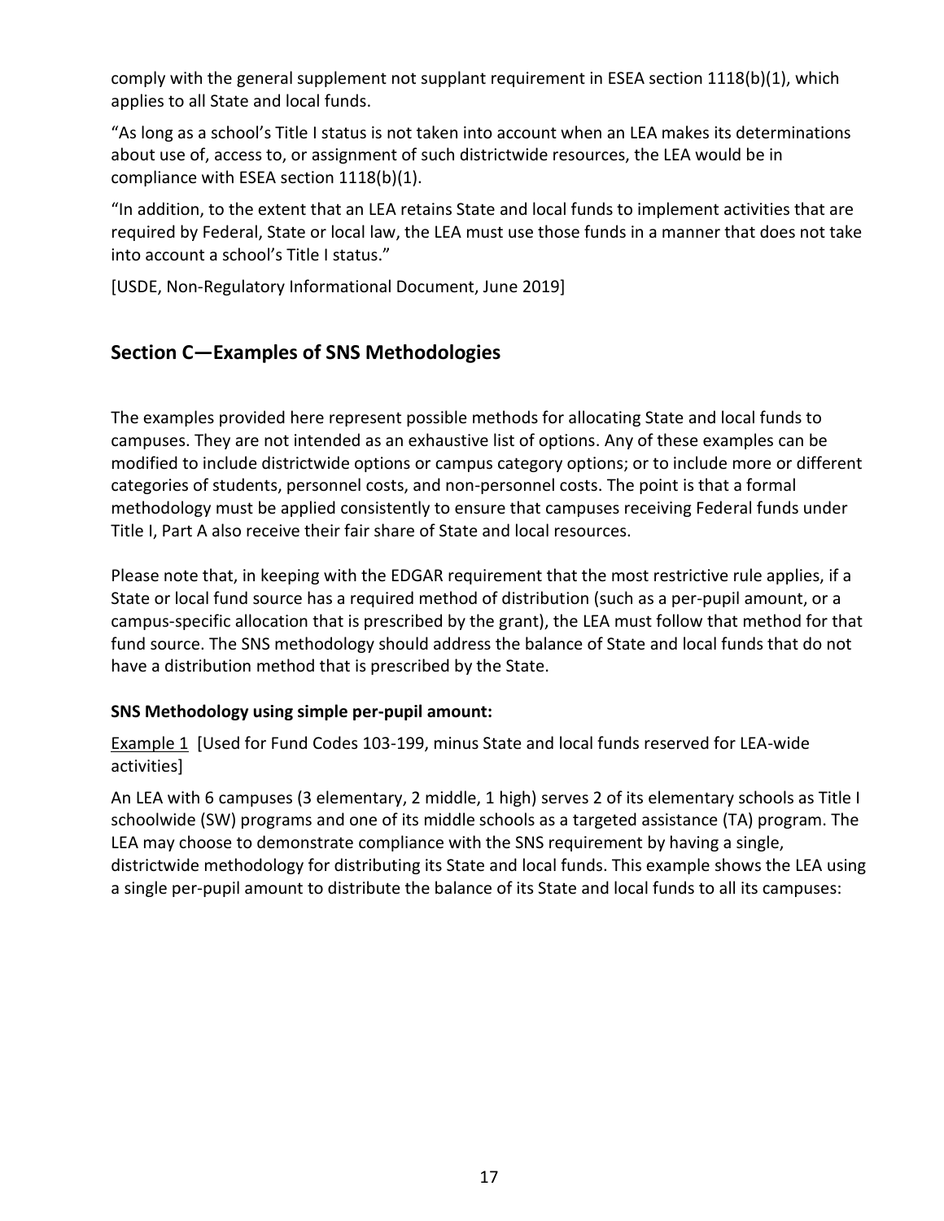comply with the general supplement not supplant requirement in ESEA section 1118(b)(1), which applies to all State and local funds.

"As long as a school's Title I status is not taken into account when an LEA makes its determinations about use of, access to, or assignment of such districtwide resources, the LEA would be in compliance with ESEA section 1118(b)(1).

"In addition, to the extent that an LEA retains State and local funds to implement activities that are required by Federal, State or local law, the LEA must use those funds in a manner that does not take into account a school's Title I status."

[USDE, Non-Regulatory Informational Document, June 2019]

## Section C—Examples of SNS Methodologies

The examples provided here represent possible methods for allocating State and local funds to campuses. They are not intended as an exhaustive list of options. Any of these examples can be modified to include districtwide options or campus category options; or to include more or different categories of students, personnel costs, and non-personnel costs. The point is that a formal methodology must be applied consistently to ensure that campuses receiving Federal funds under Title I, Part A also receive their fair share of State and local resources.

Please note that, in keeping with the EDGAR requirement that the most restrictive rule applies, if a State or local fund source has a required method of distribution (such as a per-pupil amount, or a campus-specific allocation that is prescribed by the grant), the LEA must follow that method for that fund source. The SNS methodology should address the balance of State and local funds that do not have a distribution method that is prescribed by the State.

**SNS Methodology using simple per-pupil amount:**

Example 1 [Used for Fund Codes 103-199, minus State and local funds reserved for LEA-wide activities]

An LEA with 6 campuses (3 elementary, 2 middle, 1 high) serves 2 of its elementary schools as Title I schoolwide (SW) programs and one of its middle schools as a targeted assistance (TA) program. The LEA may choose to demonstrate compliance with the SNS requirement by having a single, districtwide methodology for distributing its State and local funds. This example shows the LEA using a single per-pupil amount to distribute the balance of its State and local funds to all its campuses: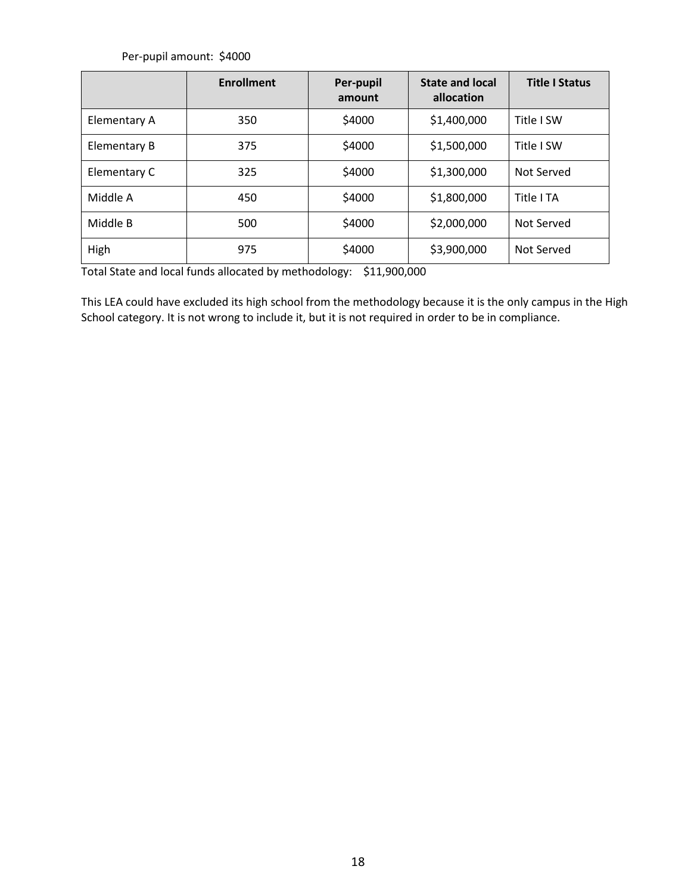Per-pupil amount: $4000

| | Enrollment | Per-pupil amount | State and local allocation | Title I Status |
|---|---|---|---|---|
| Elementary A | 350 | $4000 | $1,400,000 | Title I SW |
| Elementary B | 375 | $4000 | $1,500,000 | Title I SW |
| Elementary C | 325 | $4000 | $1,300,000 | Not Served |
| Middle A | 450 | $4000 | $1,800,000 | Title I TA |
| Middle B | 500 | $4000 | $2,000,000 | Not Served |
| High | 975 | $4000 | $3,900,000 | Not Served |

Total State and local funds allocated by methodology: $11,900,000

This LEA could have excluded its high school from the methodology because it is the only campus in the High School category. It is not wrong to include it, but it is not required in order to be in compliance.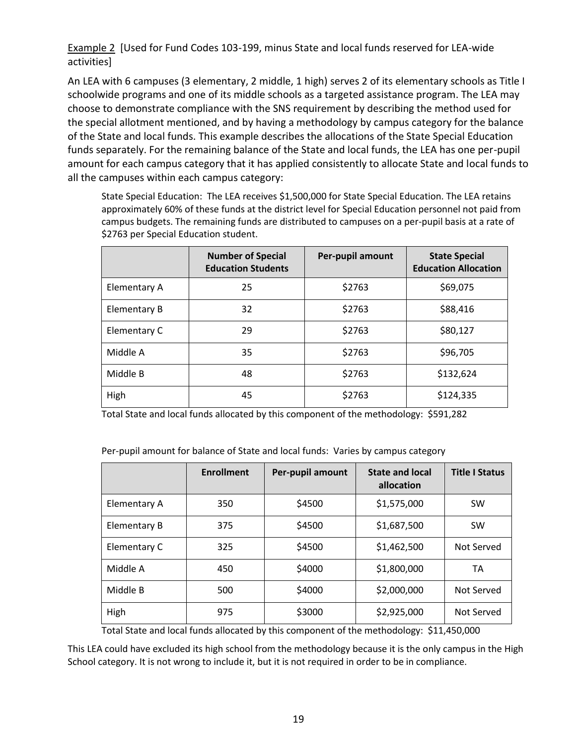Example 2 [Used for Fund Codes 103-199, minus State and local funds reserved for LEA-wide activities]

An LEA with 6 campuses (3 elementary, 2 middle, 1 high) serves 2 of its elementary schools as Title I schoolwide programs and one of its middle schools as a targeted assistance program. The LEA may choose to demonstrate compliance with the SNS requirement by describing the method used for the special allotment mentioned, and by having a methodology by campus category for the balance of the State and local funds. This example describes the allocations of the State Special Education funds separately. For the remaining balance of the State and local funds, the LEA has one per-pupil amount for each campus category that it has applied consistently to allocate State and local funds to all the campuses within each campus category:

State Special Education: The LEA receives $1,500,000 for State Special Education. The LEA retains approximately 60% of these funds at the district level for Special Education personnel not paid from campus budgets. The remaining funds are distributed to campuses on a per-pupil basis at a rate of $2763 per Special Education student.

| | Number of Special Education Students | Per-pupil amount | State Special Education Allocation |
|---|---|---|---|
| Elementary A | 25 | $2763 | $69,075 |
| Elementary B | 32 | $2763 | $88,416 |
| Elementary C | 29 | $2763 | $80,127 |
| Middle A | 35 | $2763 | $96,705 |
| Middle B | 48 | $2763 | $132,624 |
| High | 45 | $2763 | $124,335 |

Total State and local funds allocated by this component of the methodology: $591,282

Per-pupil amount for balance of State and local funds: Varies by campus category

| | Enrollment | Per-pupil amount | State and local allocation | Title I Status |
|---|---|---|---|---|
| Elementary A | 350 | $4500 | $1,575,000 | SW |
| Elementary B | 375 | $4500 | $1,687,500 | SW |
| Elementary C | 325 | $4500 | $1,462,500 | Not Served |
| Middle A | 450 | $4000 | $1,800,000 | TA |
| Middle B | 500 | $4000 | $2,000,000 | Not Served |
| High | 975 | $3000 | $2,925,000 | Not Served |

Total State and local funds allocated by this component of the methodology: $11,450,000

This LEA could have excluded its high school from the methodology because it is the only campus in the High School category. It is not wrong to include it, but it is not required in order to be in compliance.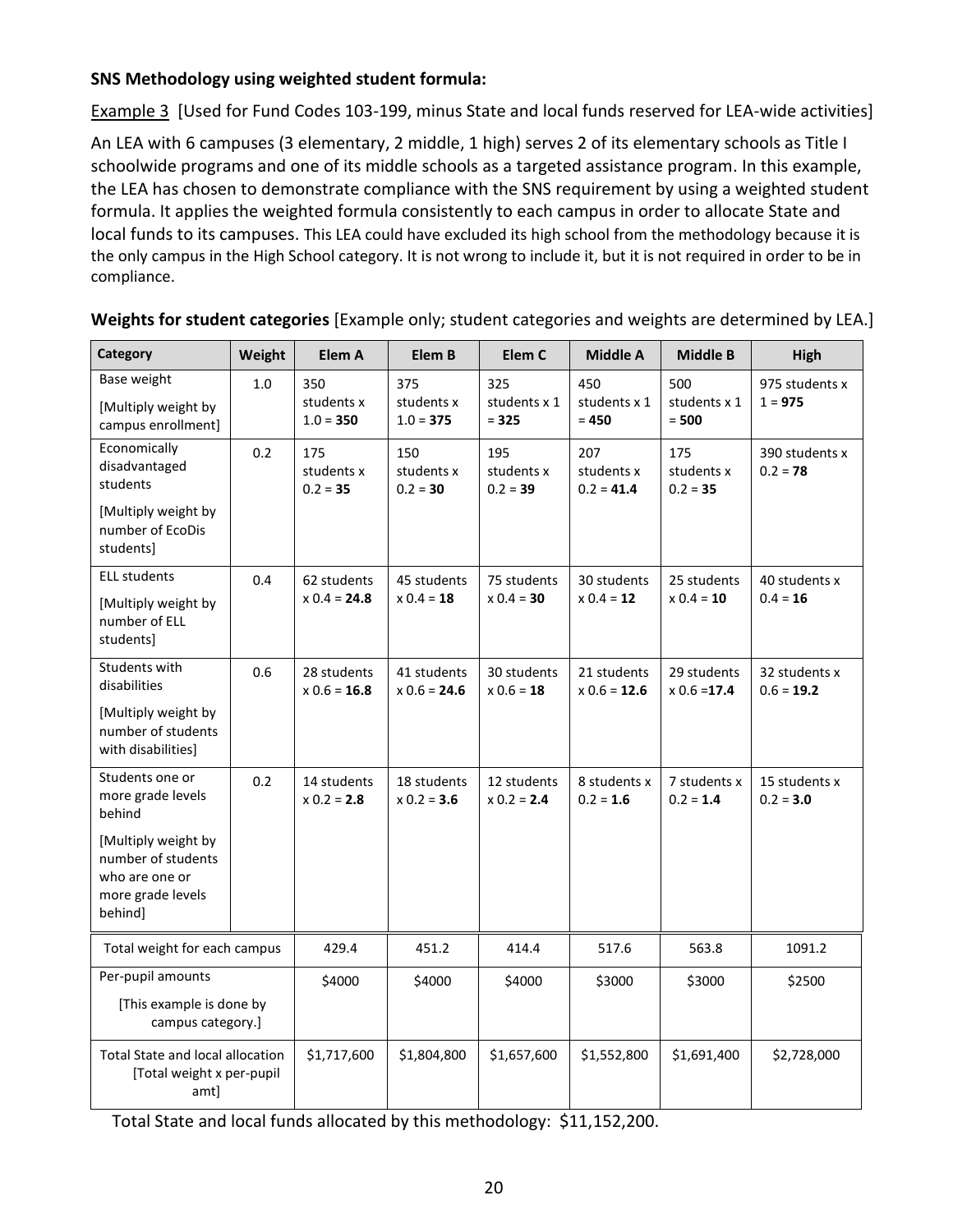**SNS Methodology using weighted student formula:**

Example 3 [Used for Fund Codes 103-199, minus State and local funds reserved for LEA-wide activities]

An LEA with 6 campuses (3 elementary, 2 middle, 1 high) serves 2 of its elementary schools as Title I schoolwide programs and one of its middle schools as a targeted assistance program. In this example, the LEA has chosen to demonstrate compliance with the SNS requirement by using a weighted student formula. It applies the weighted formula consistently to each campus in order to allocate State and local funds to its campuses. This LEA could have excluded its high school from the methodology because it is the only campus in the High School category. It is not wrong to include it, but it is not required in order to be in compliance.

**Weights for student categories** [Example only; student categories and weights are determined by LEA.]

| Category | Weight | Elem A | Elem B | Elem C | Middle A | Middle B | High |
|---|---|---|---|---|---|---|---|
| Base weight [Multiply weight by campus enrollment] | 1.0 | 350 students x 1.0 = **350** | 375 students x 1.0 = **375** | 325 students x 1 = **325** | 450 students x 1 = **450** | 500 students x 1 = **500** | 975 students x 1 = **975** |
| Economically disadvantaged students [Multiply weight by number of EcoDis students] | 0.2 | 175 students x 0.2 = **35** | 150 students x 0.2 = **30** | 195 students x 0.2 = **39** | 207 students x 0.2 = **41.4** | 175 students x 0.2 = **35** | 390 students x 0.2 = **78** |
| ELL students [Multiply weight by number of ELL students] | 0.4 | 62 students x 0.4 = **24.8** | 45 students x 0.4 = **18** | 75 students x 0.4 = **30** | 30 students x 0.4 = **12** | 25 students x 0.4 = **10** | 40 students x 0.4 = **16** |
| Students with disabilities [Multiply weight by number of students with disabilities] | 0.6 | 28 students x 0.6 = **16.8** | 41 students x 0.6 = **24.6** | 30 students x 0.6 = **18** | 21 students x 0.6 = **12.6** | 29 students x 0.6 =**17.4** | 32 students x 0.6 = **19.2** |
| Students one or more grade levels behind [Multiply weight by number of students who are one or more grade levels behind] | 0.2 | 14 students x 0.2 = **2.8** | 18 students x 0.2 = **3.6** | 12 students x 0.2 = **2.4** | 8 students x 0.2 = **1.6** | 7 students x 0.2 = **1.4** | 15 students x 0.2 = **3.0** |
| Total weight for each campus | | 429.4 | 451.2 | 414.4 | 517.6 | 563.8 | 1091.2 |
| Per-pupil amounts [This example is done by campus category.] | | $4000 | $4000 | $4000 | $3000 | $3000 | $2500 |
| Total State and local allocation [Total weight x per-pupil amt] | | $1,717,600 | $1,804,800 | $1,657,600 | $1,552,800 | $1,691,400 | $2,728,000 |

Total State and local funds allocated by this methodology: $11,152,200.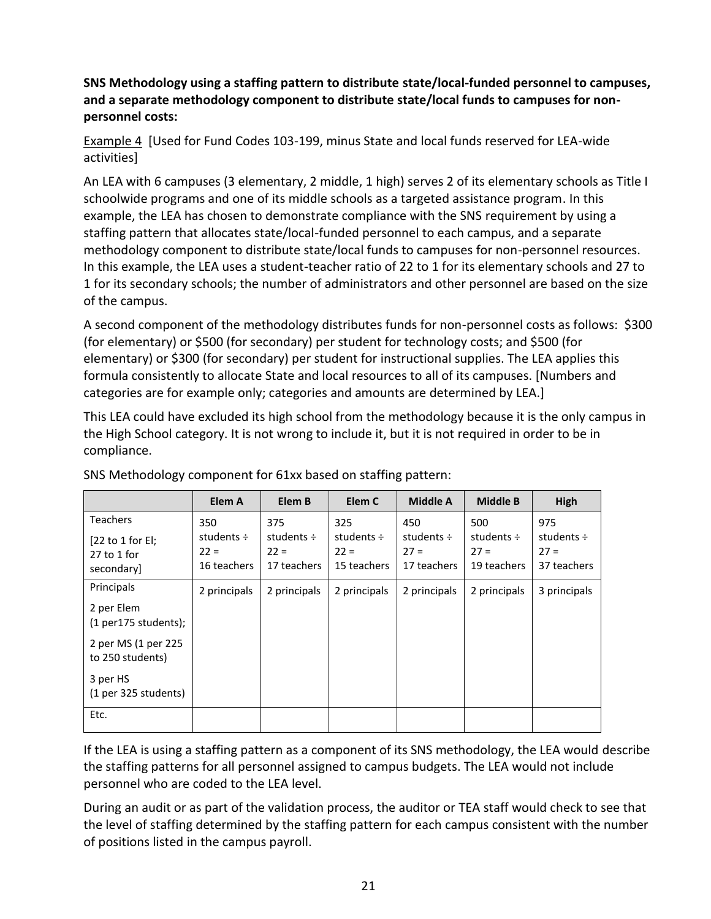**SNS Methodology using a staffing pattern to distribute state/local-funded personnel to campuses, and a separate methodology component to distribute state/local funds to campuses for non-personnel costs:**

Example 4 [Used for Fund Codes 103-199, minus State and local funds reserved for LEA-wide activities]

An LEA with 6 campuses (3 elementary, 2 middle, 1 high) serves 2 of its elementary schools as Title I schoolwide programs and one of its middle schools as a targeted assistance program. In this example, the LEA has chosen to demonstrate compliance with the SNS requirement by using a staffing pattern that allocates state/local-funded personnel to each campus, and a separate methodology component to distribute state/local funds to campuses for non-personnel resources. In this example, the LEA uses a student-teacher ratio of 22 to 1 for its elementary schools and 27 to 1 for its secondary schools; the number of administrators and other personnel are based on the size of the campus.

A second component of the methodology distributes funds for non-personnel costs as follows: $300 (for elementary) or $500 (for secondary) per student for technology costs; and $500 (for elementary) or $300 (for secondary) per student for instructional supplies. The LEA applies this formula consistently to allocate State and local resources to all of its campuses. [Numbers and categories are for example only; categories and amounts are determined by LEA.]

This LEA could have excluded its high school from the methodology because it is the only campus in the High School category. It is not wrong to include it, but it is not required in order to be in compliance.

SNS Methodology component for 61xx based on staffing pattern:

| | Elem A | Elem B | Elem C | Middle A | Middle B | High |
|---|---|---|---|---|---|---|
| Teachers<br>[22 to 1 for El; 27 to 1 for secondary] | 350 students ÷ 22 = 16 teachers | 375 students ÷ 22 = 17 teachers | 325 students ÷ 22 = 15 teachers | 450 students ÷ 27 = 17 teachers | 500 students ÷ 27 = 19 teachers | 975 students ÷ 27 = 37 teachers |
| Principals<br>2 per Elem (1 per175 students);<br>2 per MS (1 per 225 to 250 students)<br>3 per HS (1 per 325 students) | 2 principals | 2 principals | 2 principals | 2 principals | 2 principals | 3 principals |
| Etc. | | | | | | |

If the LEA is using a staffing pattern as a component of its SNS methodology, the LEA would describe the staffing patterns for all personnel assigned to campus budgets. The LEA would not include personnel who are coded to the LEA level.

During an audit or as part of the validation process, the auditor or TEA staff would check to see that the level of staffing determined by the staffing pattern for each campus consistent with the number of positions listed in the campus payroll.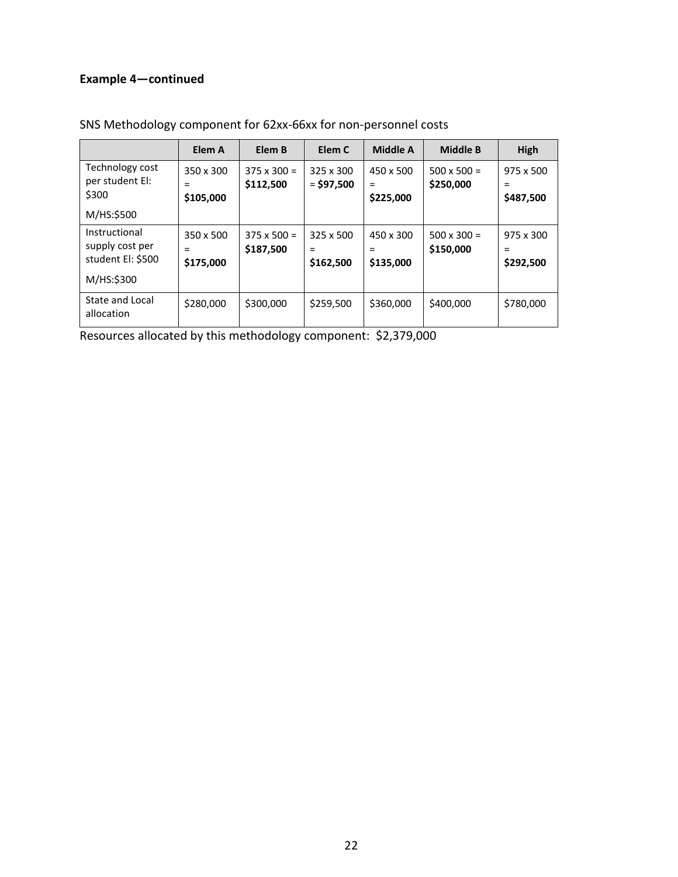**Example 4—continued**

SNS Methodology component for 62xx-66xx for non-personnel costs

| | Elem A | Elem B | Elem C | Middle A | Middle B | High |
|---|---|---|---|---|---|---|
| Technology cost per student El: $300<br><br>M/HS:$500 | 350 x 300 = **$105,000** | 375 x 300 = **$112,500** | 325 x 300 = **$97,500** | 450 x 500 = **$225,000** | 500 x 500 = **$250,000** | 975 x 500 = **$487,500** |
| Instructional supply cost per student El: $500<br><br>M/HS:$300 | 350 x 500 = **$175,000** | 375 x 500 = **$187,500** | 325 x 500 = **$162,500** | 450 x 300 = **$135,000** | 500 x 300 = **$150,000** | 975 x 300 = **$292,500** |
| State and Local allocation | $280,000 | $300,000 | $259,500 | $360,000 | $400,000 | $780,000 |

Resources allocated by this methodology component: $2,379,000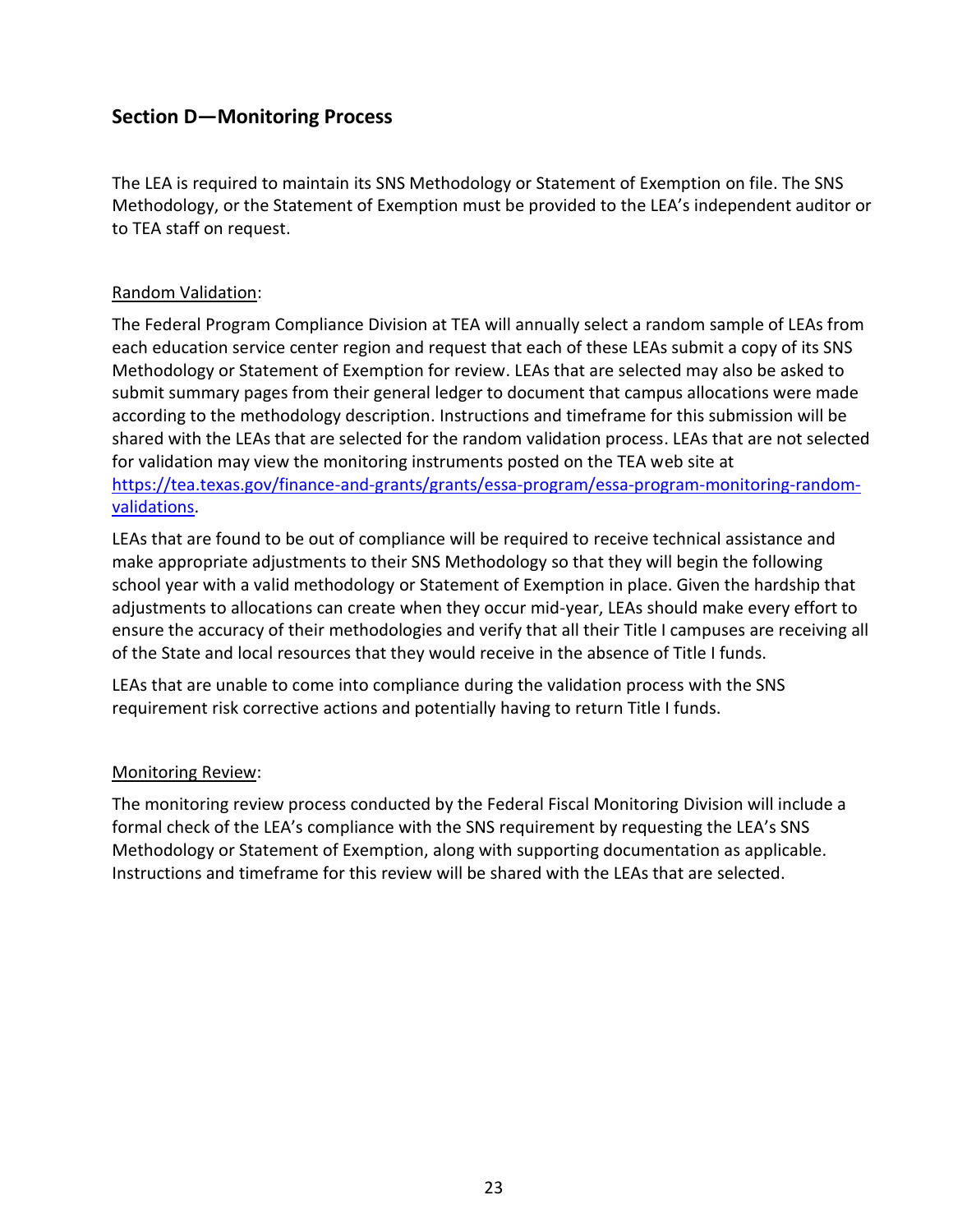## Section D—Monitoring Process

The LEA is required to maintain its SNS Methodology or Statement of Exemption on file. The SNS Methodology, or the Statement of Exemption must be provided to the LEA's independent auditor or to TEA staff on request.

Random Validation:

The Federal Program Compliance Division at TEA will annually select a random sample of LEAs from each education service center region and request that each of these LEAs submit a copy of its SNS Methodology or Statement of Exemption for review. LEAs that are selected may also be asked to submit summary pages from their general ledger to document that campus allocations were made according to the methodology description. Instructions and timeframe for this submission will be shared with the LEAs that are selected for the random validation process. LEAs that are not selected for validation may view the monitoring instruments posted on the TEA web site at [https://tea.texas.gov/finance-and-grants/grants/essa-program/essa-program-monitoring-random-validations](https://tea.texas.gov/finance-and-grants/grants/essa-program/essa-program-monitoring-random-validations).

LEAs that are found to be out of compliance will be required to receive technical assistance and make appropriate adjustments to their SNS Methodology so that they will begin the following school year with a valid methodology or Statement of Exemption in place. Given the hardship that adjustments to allocations can create when they occur mid-year, LEAs should make every effort to ensure the accuracy of their methodologies and verify that all their Title I campuses are receiving all of the State and local resources that they would receive in the absence of Title I funds.

LEAs that are unable to come into compliance during the validation process with the SNS requirement risk corrective actions and potentially having to return Title I funds.

Monitoring Review:

The monitoring review process conducted by the Federal Fiscal Monitoring Division will include a formal check of the LEA's compliance with the SNS requirement by requesting the LEA's SNS Methodology or Statement of Exemption, along with supporting documentation as applicable. Instructions and timeframe for this review will be shared with the LEAs that are selected.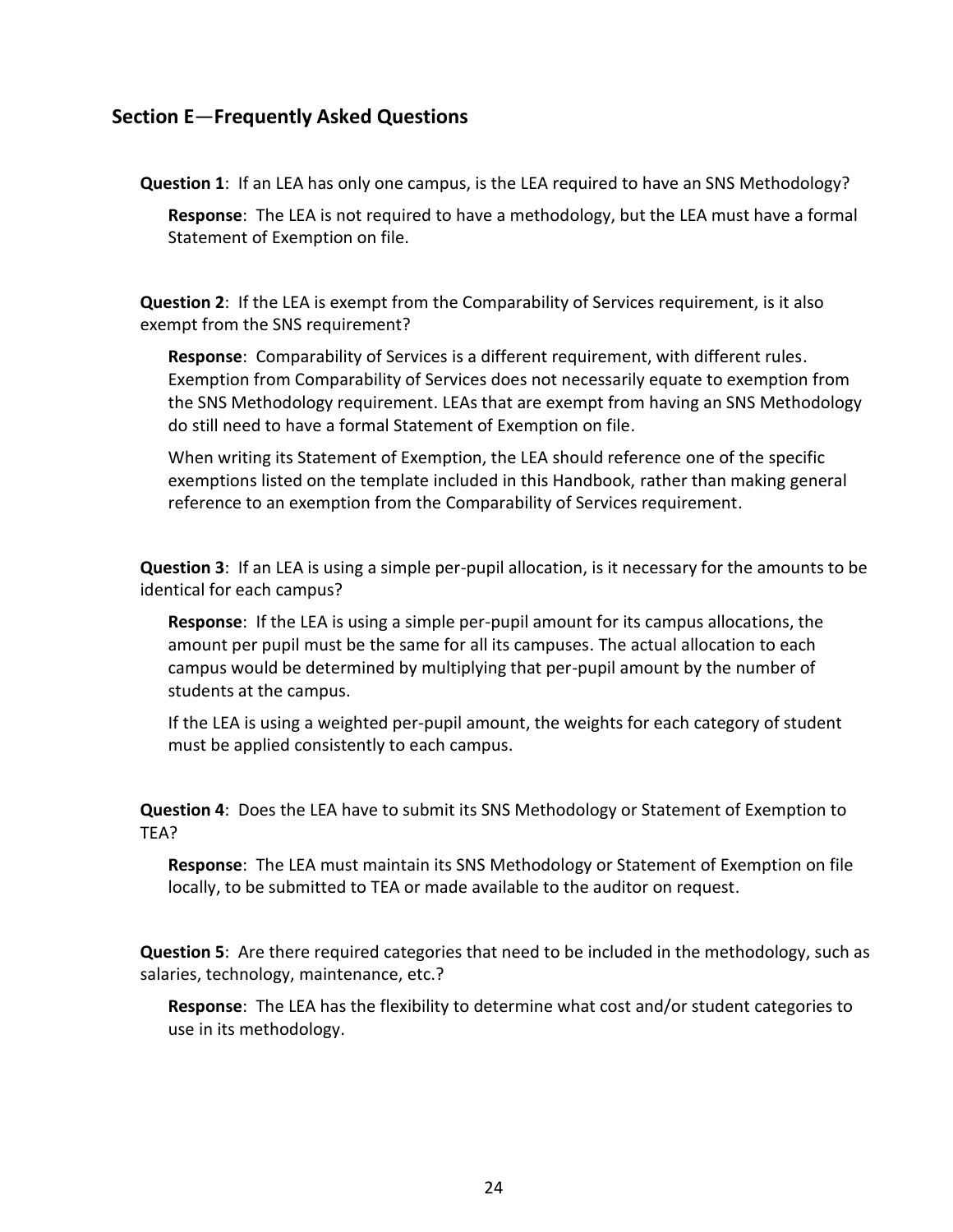## Section E—Frequently Asked Questions

**Question 1**: If an LEA has only one campus, is the LEA required to have an SNS Methodology?

**Response**: The LEA is not required to have a methodology, but the LEA must have a formal Statement of Exemption on file.

**Question 2**: If the LEA is exempt from the Comparability of Services requirement, is it also exempt from the SNS requirement?

**Response**: Comparability of Services is a different requirement, with different rules. Exemption from Comparability of Services does not necessarily equate to exemption from the SNS Methodology requirement. LEAs that are exempt from having an SNS Methodology do still need to have a formal Statement of Exemption on file.

When writing its Statement of Exemption, the LEA should reference one of the specific exemptions listed on the template included in this Handbook, rather than making general reference to an exemption from the Comparability of Services requirement.

**Question 3**: If an LEA is using a simple per-pupil allocation, is it necessary for the amounts to be identical for each campus?

**Response**: If the LEA is using a simple per-pupil amount for its campus allocations, the amount per pupil must be the same for all its campuses. The actual allocation to each campus would be determined by multiplying that per-pupil amount by the number of students at the campus.

If the LEA is using a weighted per-pupil amount, the weights for each category of student must be applied consistently to each campus.

**Question 4**: Does the LEA have to submit its SNS Methodology or Statement of Exemption to TEA?

**Response**: The LEA must maintain its SNS Methodology or Statement of Exemption on file locally, to be submitted to TEA or made available to the auditor on request.

**Question 5**: Are there required categories that need to be included in the methodology, such as salaries, technology, maintenance, etc.?

**Response**: The LEA has the flexibility to determine what cost and/or student categories to use in its methodology.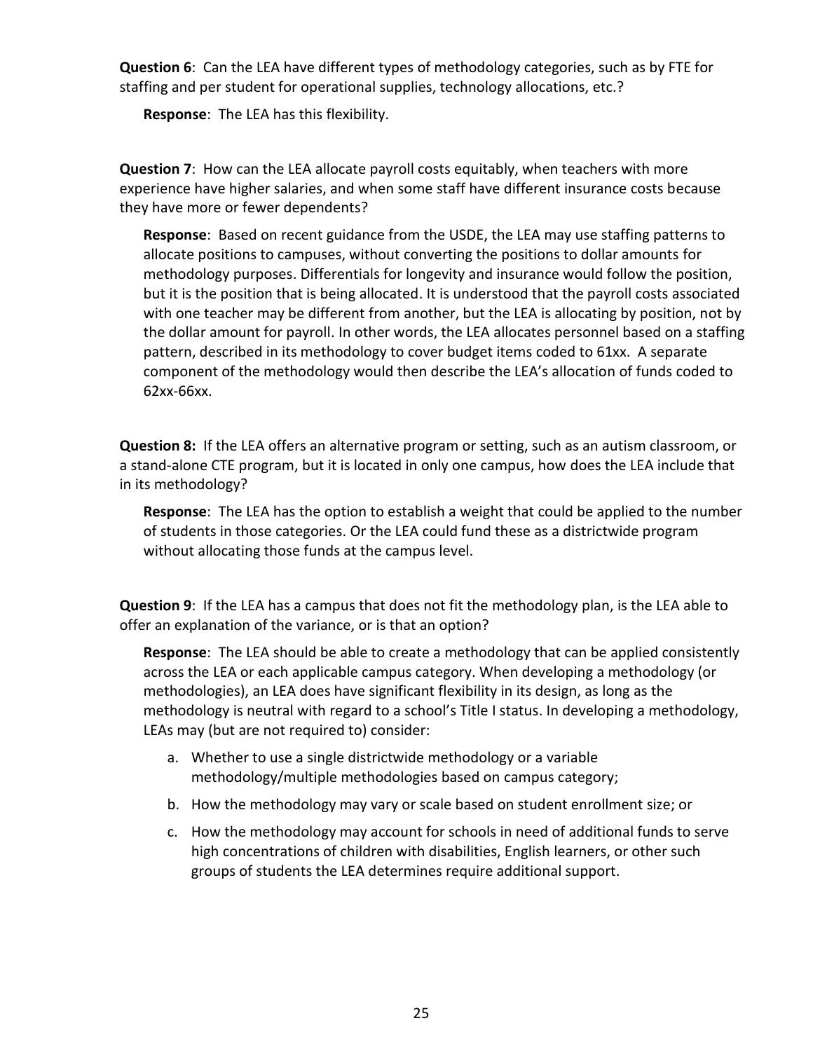**Question 6**: Can the LEA have different types of methodology categories, such as by FTE for staffing and per student for operational supplies, technology allocations, etc.?

**Response**: The LEA has this flexibility.

**Question 7**: How can the LEA allocate payroll costs equitably, when teachers with more experience have higher salaries, and when some staff have different insurance costs because they have more or fewer dependents?

**Response**: Based on recent guidance from the USDE, the LEA may use staffing patterns to allocate positions to campuses, without converting the positions to dollar amounts for methodology purposes. Differentials for longevity and insurance would follow the position, but it is the position that is being allocated. It is understood that the payroll costs associated with one teacher may be different from another, but the LEA is allocating by position, not by the dollar amount for payroll. In other words, the LEA allocates personnel based on a staffing pattern, described in its methodology to cover budget items coded to 61xx. A separate component of the methodology would then describe the LEA's allocation of funds coded to 62xx-66xx.

**Question 8:** If the LEA offers an alternative program or setting, such as an autism classroom, or a stand-alone CTE program, but it is located in only one campus, how does the LEA include that in its methodology?

**Response**: The LEA has the option to establish a weight that could be applied to the number of students in those categories. Or the LEA could fund these as a districtwide program without allocating those funds at the campus level.

**Question 9**: If the LEA has a campus that does not fit the methodology plan, is the LEA able to offer an explanation of the variance, or is that an option?

**Response**: The LEA should be able to create a methodology that can be applied consistently across the LEA or each applicable campus category. When developing a methodology (or methodologies), an LEA does have significant flexibility in its design, as long as the methodology is neutral with regard to a school's Title I status. In developing a methodology, LEAs may (but are not required to) consider:

a. Whether to use a single districtwide methodology or a variable methodology/multiple methodologies based on campus category;

b. How the methodology may vary or scale based on student enrollment size; or

c. How the methodology may account for schools in need of additional funds to serve high concentrations of children with disabilities, English learners, or other such groups of students the LEA determines require additional support.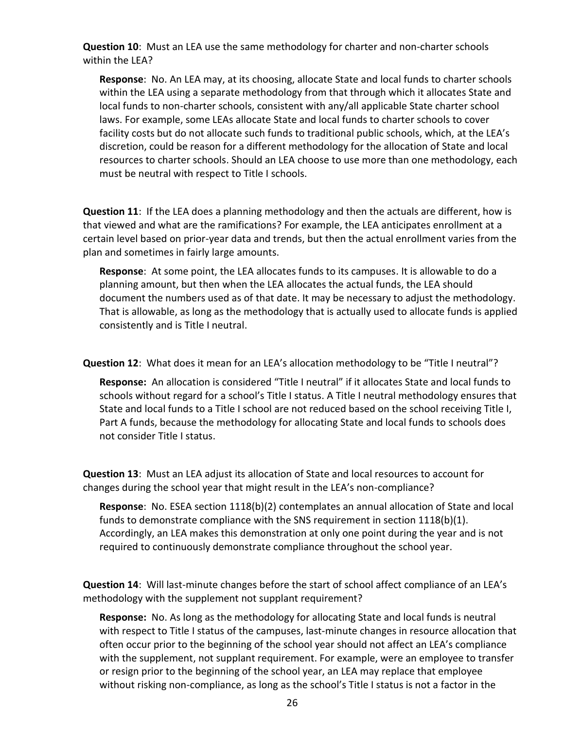**Question 10**: Must an LEA use the same methodology for charter and non-charter schools within the LEA?

**Response**: No. An LEA may, at its choosing, allocate State and local funds to charter schools within the LEA using a separate methodology from that through which it allocates State and local funds to non-charter schools, consistent with any/all applicable State charter school laws. For example, some LEAs allocate State and local funds to charter schools to cover facility costs but do not allocate such funds to traditional public schools, which, at the LEA's discretion, could be reason for a different methodology for the allocation of State and local resources to charter schools. Should an LEA choose to use more than one methodology, each must be neutral with respect to Title I schools.

**Question 11**: If the LEA does a planning methodology and then the actuals are different, how is that viewed and what are the ramifications? For example, the LEA anticipates enrollment at a certain level based on prior-year data and trends, but then the actual enrollment varies from the plan and sometimes in fairly large amounts.

**Response**: At some point, the LEA allocates funds to its campuses. It is allowable to do a planning amount, but then when the LEA allocates the actual funds, the LEA should document the numbers used as of that date. It may be necessary to adjust the methodology. That is allowable, as long as the methodology that is actually used to allocate funds is applied consistently and is Title I neutral.

**Question 12**: What does it mean for an LEA's allocation methodology to be "Title I neutral"?

**Response:** An allocation is considered "Title I neutral" if it allocates State and local funds to schools without regard for a school's Title I status. A Title I neutral methodology ensures that State and local funds to a Title I school are not reduced based on the school receiving Title I, Part A funds, because the methodology for allocating State and local funds to schools does not consider Title I status.

**Question 13**: Must an LEA adjust its allocation of State and local resources to account for changes during the school year that might result in the LEA's non-compliance?

**Response**: No. ESEA section 1118(b)(2) contemplates an annual allocation of State and local funds to demonstrate compliance with the SNS requirement in section 1118(b)(1). Accordingly, an LEA makes this demonstration at only one point during the year and is not required to continuously demonstrate compliance throughout the school year.

**Question 14**: Will last-minute changes before the start of school affect compliance of an LEA's methodology with the supplement not supplant requirement?

**Response:** No. As long as the methodology for allocating State and local funds is neutral with respect to Title I status of the campuses, last-minute changes in resource allocation that often occur prior to the beginning of the school year should not affect an LEA's compliance with the supplement, not supplant requirement. For example, were an employee to transfer or resign prior to the beginning of the school year, an LEA may replace that employee without risking non-compliance, as long as the school's Title I status is not a factor in the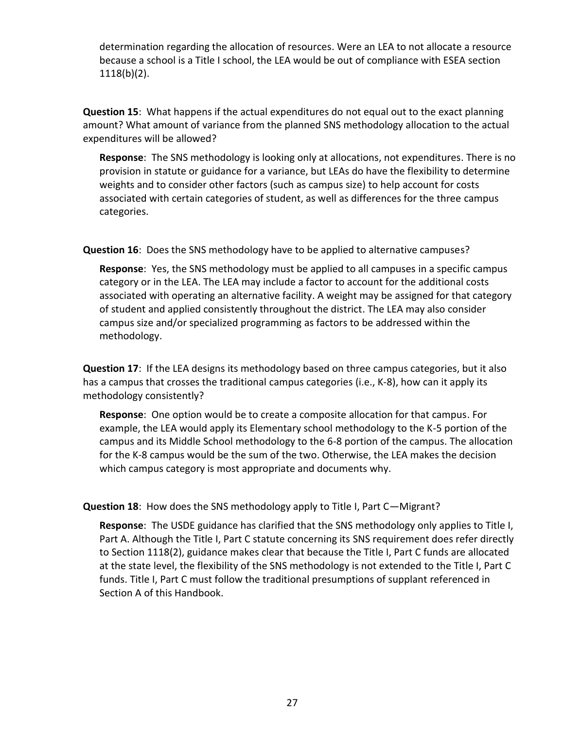determination regarding the allocation of resources. Were an LEA to not allocate a resource because a school is a Title I school, the LEA would be out of compliance with ESEA section 1118(b)(2).

**Question 15**: What happens if the actual expenditures do not equal out to the exact planning amount? What amount of variance from the planned SNS methodology allocation to the actual expenditures will be allowed?

**Response**: The SNS methodology is looking only at allocations, not expenditures. There is no provision in statute or guidance for a variance, but LEAs do have the flexibility to determine weights and to consider other factors (such as campus size) to help account for costs associated with certain categories of student, as well as differences for the three campus categories.

**Question 16**: Does the SNS methodology have to be applied to alternative campuses?

**Response**: Yes, the SNS methodology must be applied to all campuses in a specific campus category or in the LEA. The LEA may include a factor to account for the additional costs associated with operating an alternative facility. A weight may be assigned for that category of student and applied consistently throughout the district. The LEA may also consider campus size and/or specialized programming as factors to be addressed within the methodology.

**Question 17**: If the LEA designs its methodology based on three campus categories, but it also has a campus that crosses the traditional campus categories (i.e., K-8), how can it apply its methodology consistently?

**Response**: One option would be to create a composite allocation for that campus. For example, the LEA would apply its Elementary school methodology to the K-5 portion of the campus and its Middle School methodology to the 6-8 portion of the campus. The allocation for the K-8 campus would be the sum of the two. Otherwise, the LEA makes the decision which campus category is most appropriate and documents why.

**Question 18**: How does the SNS methodology apply to Title I, Part C—Migrant?

**Response**: The USDE guidance has clarified that the SNS methodology only applies to Title I, Part A. Although the Title I, Part C statute concerning its SNS requirement does refer directly to Section 1118(2), guidance makes clear that because the Title I, Part C funds are allocated at the state level, the flexibility of the SNS methodology is not extended to the Title I, Part C funds. Title I, Part C must follow the traditional presumptions of supplant referenced in Section A of this Handbook.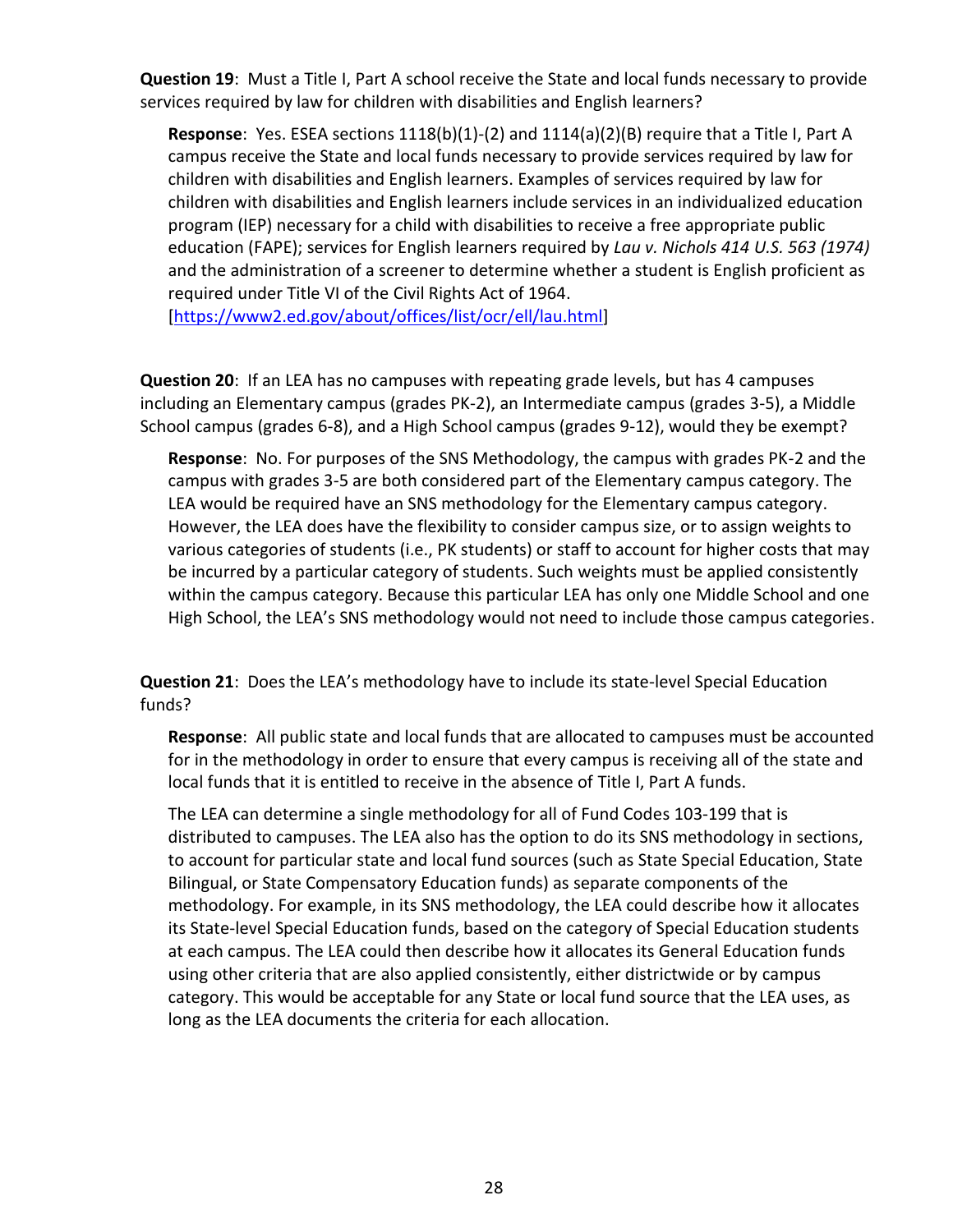**Question 19**: Must a Title I, Part A school receive the State and local funds necessary to provide services required by law for children with disabilities and English learners?

> **Response**: Yes. ESEA sections 1118(b)(1)-(2) and 1114(a)(2)(B) require that a Title I, Part A campus receive the State and local funds necessary to provide services required by law for children with disabilities and English learners. Examples of services required by law for children with disabilities and English learners include services in an individualized education program (IEP) necessary for a child with disabilities to receive a free appropriate public education (FAPE); services for English learners required by *Lau v. Nichols 414 U.S. 563 (1974)* and the administration of a screener to determine whether a student is English proficient as required under Title VI of the Civil Rights Act of 1964. [https://www2.ed.gov/about/offices/list/ocr/ell/lau.html]

**Question 20**: If an LEA has no campuses with repeating grade levels, but has 4 campuses including an Elementary campus (grades PK-2), an Intermediate campus (grades 3-5), a Middle School campus (grades 6-8), and a High School campus (grades 9-12), would they be exempt?

> **Response**: No. For purposes of the SNS Methodology, the campus with grades PK-2 and the campus with grades 3-5 are both considered part of the Elementary campus category. The LEA would be required have an SNS methodology for the Elementary campus category. However, the LEA does have the flexibility to consider campus size, or to assign weights to various categories of students (i.e., PK students) or staff to account for higher costs that may be incurred by a particular category of students. Such weights must be applied consistently within the campus category. Because this particular LEA has only one Middle School and one High School, the LEA's SNS methodology would not need to include those campus categories.

**Question 21**: Does the LEA's methodology have to include its state-level Special Education funds?

> **Response**: All public state and local funds that are allocated to campuses must be accounted for in the methodology in order to ensure that every campus is receiving all of the state and local funds that it is entitled to receive in the absence of Title I, Part A funds.
>
> The LEA can determine a single methodology for all of Fund Codes 103-199 that is distributed to campuses. The LEA also has the option to do its SNS methodology in sections, to account for particular state and local fund sources (such as State Special Education, State Bilingual, or State Compensatory Education funds) as separate components of the methodology. For example, in its SNS methodology, the LEA could describe how it allocates its State-level Special Education funds, based on the category of Special Education students at each campus. The LEA could then describe how it allocates its General Education funds using other criteria that are also applied consistently, either districtwide or by campus category. This would be acceptable for any State or local fund source that the LEA uses, as long as the LEA documents the criteria for each allocation.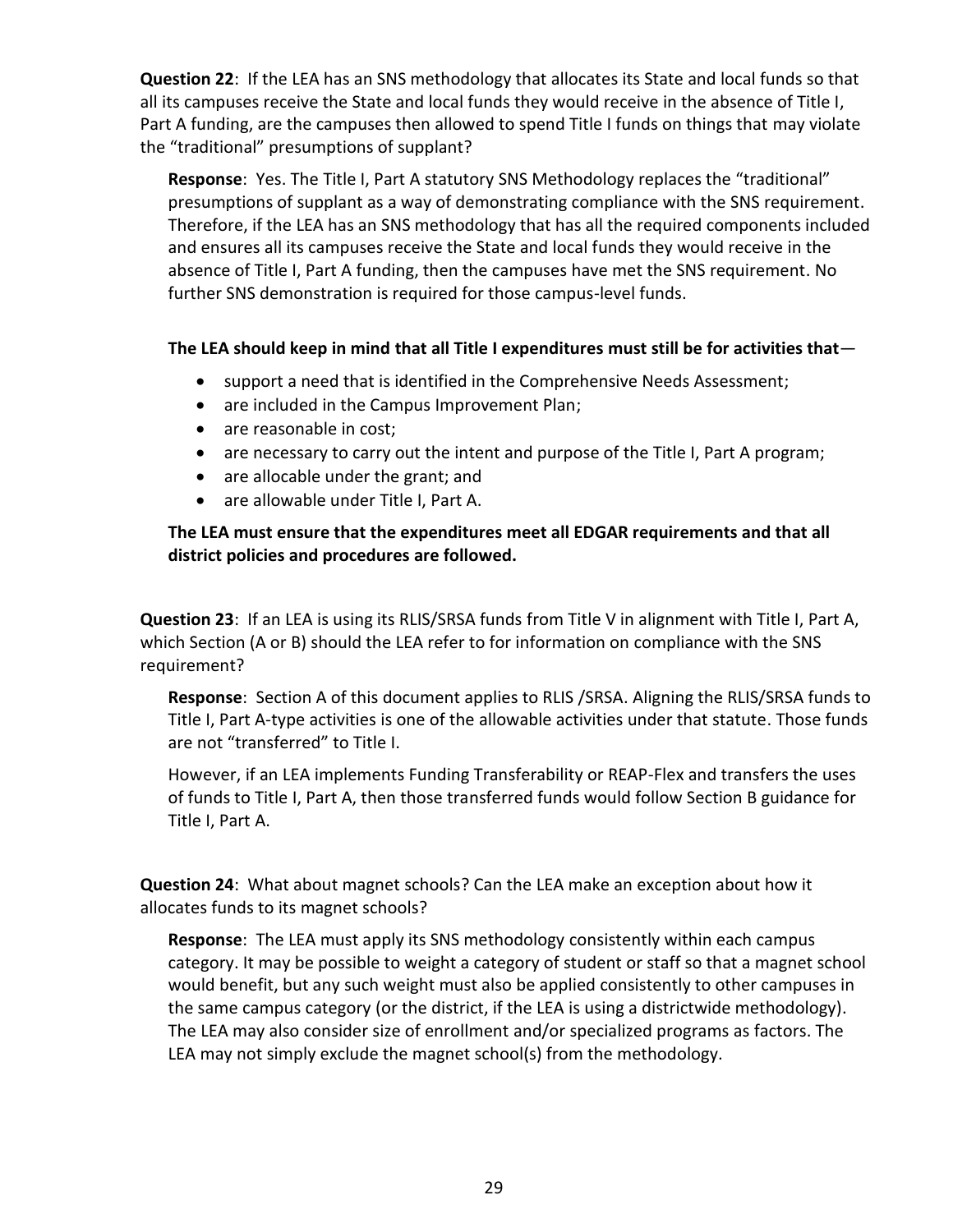**Question 22**: If the LEA has an SNS methodology that allocates its State and local funds so that all its campuses receive the State and local funds they would receive in the absence of Title I, Part A funding, are the campuses then allowed to spend Title I funds on things that may violate the "traditional" presumptions of supplant?

**Response**: Yes. The Title I, Part A statutory SNS Methodology replaces the "traditional" presumptions of supplant as a way of demonstrating compliance with the SNS requirement. Therefore, if the LEA has an SNS methodology that has all the required components included and ensures all its campuses receive the State and local funds they would receive in the absence of Title I, Part A funding, then the campuses have met the SNS requirement. No further SNS demonstration is required for those campus-level funds.

**The LEA should keep in mind that all Title I expenditures must still be for activities that**—

- support a need that is identified in the Comprehensive Needs Assessment;
- are included in the Campus Improvement Plan;
- are reasonable in cost;
- are necessary to carry out the intent and purpose of the Title I, Part A program;
- are allocable under the grant; and
- are allowable under Title I, Part A.

**The LEA must ensure that the expenditures meet all EDGAR requirements and that all district policies and procedures are followed.**

**Question 23**: If an LEA is using its RLIS/SRSA funds from Title V in alignment with Title I, Part A, which Section (A or B) should the LEA refer to for information on compliance with the SNS requirement?

**Response**: Section A of this document applies to RLIS /SRSA. Aligning the RLIS/SRSA funds to Title I, Part A-type activities is one of the allowable activities under that statute. Those funds are not "transferred" to Title I.

However, if an LEA implements Funding Transferability or REAP-Flex and transfers the uses of funds to Title I, Part A, then those transferred funds would follow Section B guidance for Title I, Part A.

**Question 24**: What about magnet schools? Can the LEA make an exception about how it allocates funds to its magnet schools?

**Response**: The LEA must apply its SNS methodology consistently within each campus category. It may be possible to weight a category of student or staff so that a magnet school would benefit, but any such weight must also be applied consistently to other campuses in the same campus category (or the district, if the LEA is using a districtwide methodology). The LEA may also consider size of enrollment and/or specialized programs as factors. The LEA may not simply exclude the magnet school(s) from the methodology.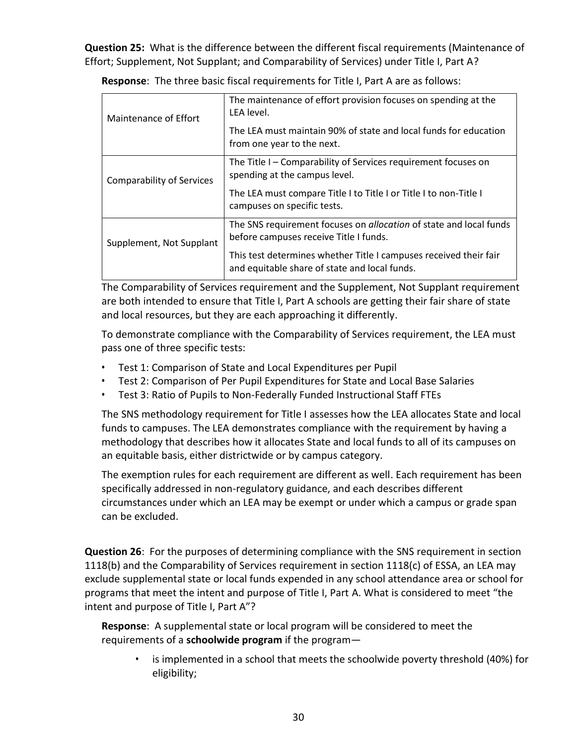**Question 25:** What is the difference between the different fiscal requirements (Maintenance of Effort; Supplement, Not Supplant; and Comparability of Services) under Title I, Part A?

**Response**: The three basic fiscal requirements for Title I, Part A are as follows:

| | |
|---|---|
| Maintenance of Effort | The maintenance of effort provision focuses on spending at the LEA level.<br><br>The LEA must maintain 90% of state and local funds for education from one year to the next. |
| Comparability of Services | The Title I – Comparability of Services requirement focuses on spending at the campus level.<br><br>The LEA must compare Title I to Title I or Title I to non-Title I campuses on specific tests. |
| Supplement, Not Supplant | The SNS requirement focuses on *allocation* of state and local funds before campuses receive Title I funds.<br><br>This test determines whether Title I campuses received their fair and equitable share of state and local funds. |

The Comparability of Services requirement and the Supplement, Not Supplant requirement are both intended to ensure that Title I, Part A schools are getting their fair share of state and local resources, but they are each approaching it differently.

To demonstrate compliance with the Comparability of Services requirement, the LEA must pass one of three specific tests:

- Test 1: Comparison of State and Local Expenditures per Pupil
- Test 2: Comparison of Per Pupil Expenditures for State and Local Base Salaries
- Test 3: Ratio of Pupils to Non-Federally Funded Instructional Staff FTEs

The SNS methodology requirement for Title I assesses how the LEA allocates State and local funds to campuses. The LEA demonstrates compliance with the requirement by having a methodology that describes how it allocates State and local funds to all of its campuses on an equitable basis, either districtwide or by campus category.

The exemption rules for each requirement are different as well. Each requirement has been specifically addressed in non-regulatory guidance, and each describes different circumstances under which an LEA may be exempt or under which a campus or grade span can be excluded.

**Question 26**: For the purposes of determining compliance with the SNS requirement in section 1118(b) and the Comparability of Services requirement in section 1118(c) of ESSA, an LEA may exclude supplemental state or local funds expended in any school attendance area or school for programs that meet the intent and purpose of Title I, Part A. What is considered to meet "the intent and purpose of Title I, Part A"?

**Response**: A supplemental state or local program will be considered to meet the requirements of a **schoolwide program** if the program—

- is implemented in a school that meets the schoolwide poverty threshold (40%) for eligibility;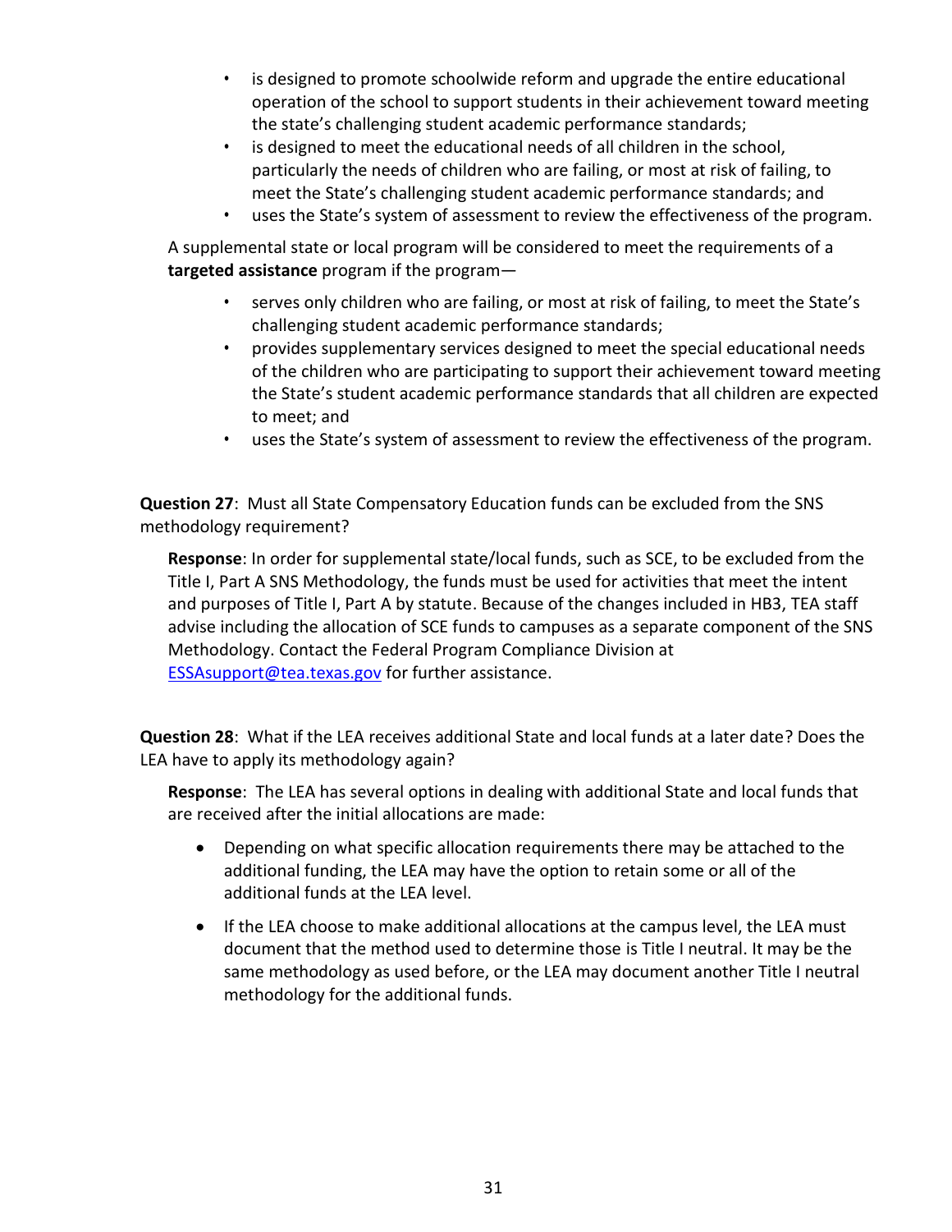- is designed to promote schoolwide reform and upgrade the entire educational operation of the school to support students in their achievement toward meeting the state's challenging student academic performance standards;
- is designed to meet the educational needs of all children in the school, particularly the needs of children who are failing, or most at risk of failing, to meet the State's challenging student academic performance standards; and
- uses the State's system of assessment to review the effectiveness of the program.

A supplemental state or local program will be considered to meet the requirements of a **targeted assistance** program if the program—

- serves only children who are failing, or most at risk of failing, to meet the State's challenging student academic performance standards;
- provides supplementary services designed to meet the special educational needs of the children who are participating to support their achievement toward meeting the State's student academic performance standards that all children are expected to meet; and
- uses the State's system of assessment to review the effectiveness of the program.

**Question 27**: Must all State Compensatory Education funds can be excluded from the SNS methodology requirement?

**Response**: In order for supplemental state/local funds, such as SCE, to be excluded from the Title I, Part A SNS Methodology, the funds must be used for activities that meet the intent and purposes of Title I, Part A by statute. Because of the changes included in HB3, TEA staff advise including the allocation of SCE funds to campuses as a separate component of the SNS Methodology. Contact the Federal Program Compliance Division at ESSAsupport@tea.texas.gov for further assistance.

**Question 28**: What if the LEA receives additional State and local funds at a later date? Does the LEA have to apply its methodology again?

**Response**: The LEA has several options in dealing with additional State and local funds that are received after the initial allocations are made:

- Depending on what specific allocation requirements there may be attached to the additional funding, the LEA may have the option to retain some or all of the additional funds at the LEA level.
- If the LEA choose to make additional allocations at the campus level, the LEA must document that the method used to determine those is Title I neutral. It may be the same methodology as used before, or the LEA may document another Title I neutral methodology for the additional funds.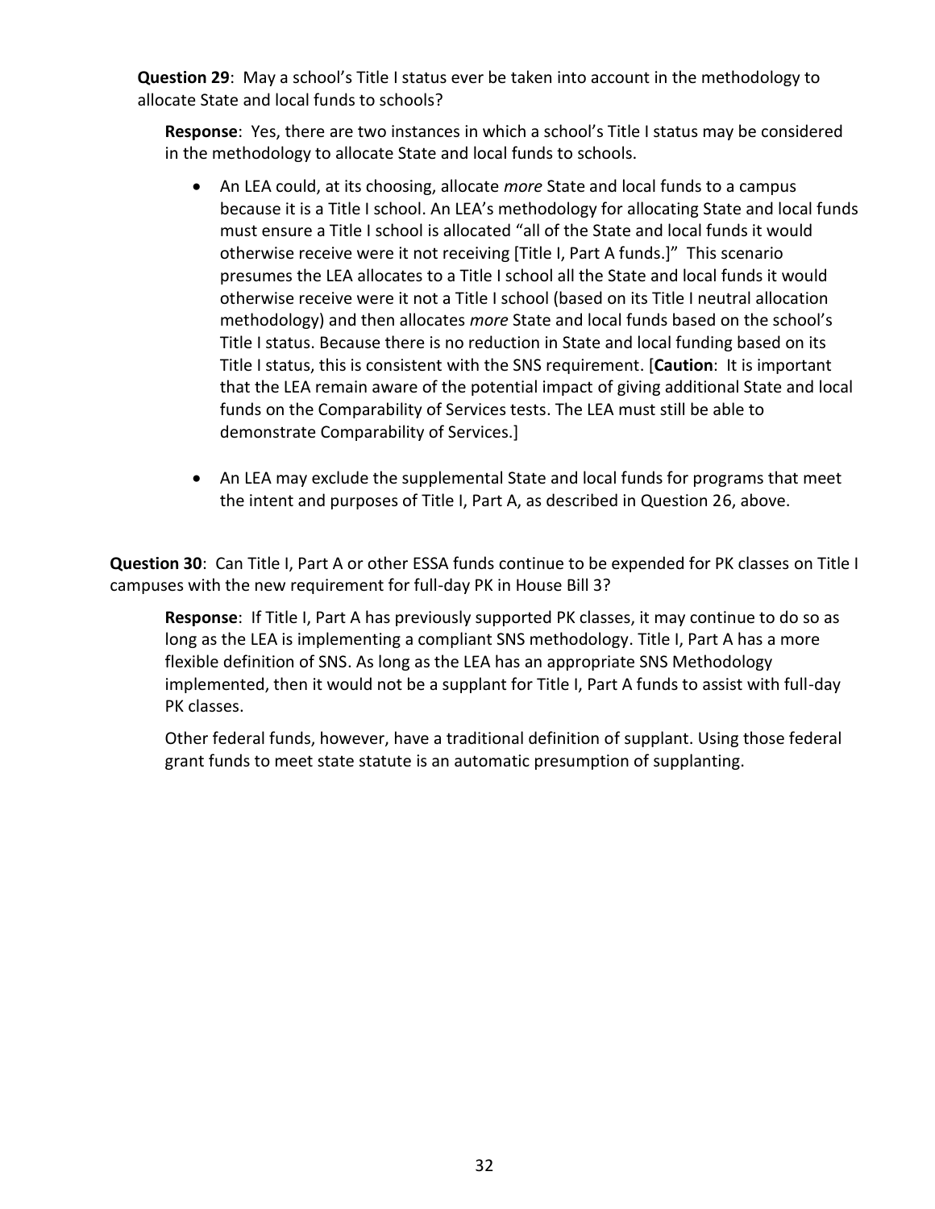**Question 29**: May a school's Title I status ever be taken into account in the methodology to allocate State and local funds to schools?

**Response**: Yes, there are two instances in which a school's Title I status may be considered in the methodology to allocate State and local funds to schools.

- An LEA could, at its choosing, allocate *more* State and local funds to a campus because it is a Title I school. An LEA's methodology for allocating State and local funds must ensure a Title I school is allocated "all of the State and local funds it would otherwise receive were it not receiving [Title I, Part A funds.]" This scenario presumes the LEA allocates to a Title I school all the State and local funds it would otherwise receive were it not a Title I school (based on its Title I neutral allocation methodology) and then allocates *more* State and local funds based on the school's Title I status. Because there is no reduction in State and local funding based on its Title I status, this is consistent with the SNS requirement. [**Caution**: It is important that the LEA remain aware of the potential impact of giving additional State and local funds on the Comparability of Services tests. The LEA must still be able to demonstrate Comparability of Services.]

- An LEA may exclude the supplemental State and local funds for programs that meet the intent and purposes of Title I, Part A, as described in Question 26, above.

**Question 30**: Can Title I, Part A or other ESSA funds continue to be expended for PK classes on Title I campuses with the new requirement for full-day PK in House Bill 3?

**Response**: If Title I, Part A has previously supported PK classes, it may continue to do so as long as the LEA is implementing a compliant SNS methodology. Title I, Part A has a more flexible definition of SNS. As long as the LEA has an appropriate SNS Methodology implemented, then it would not be a supplant for Title I, Part A funds to assist with full-day PK classes.

Other federal funds, however, have a traditional definition of supplant. Using those federal grant funds to meet state statute is an automatic presumption of supplanting.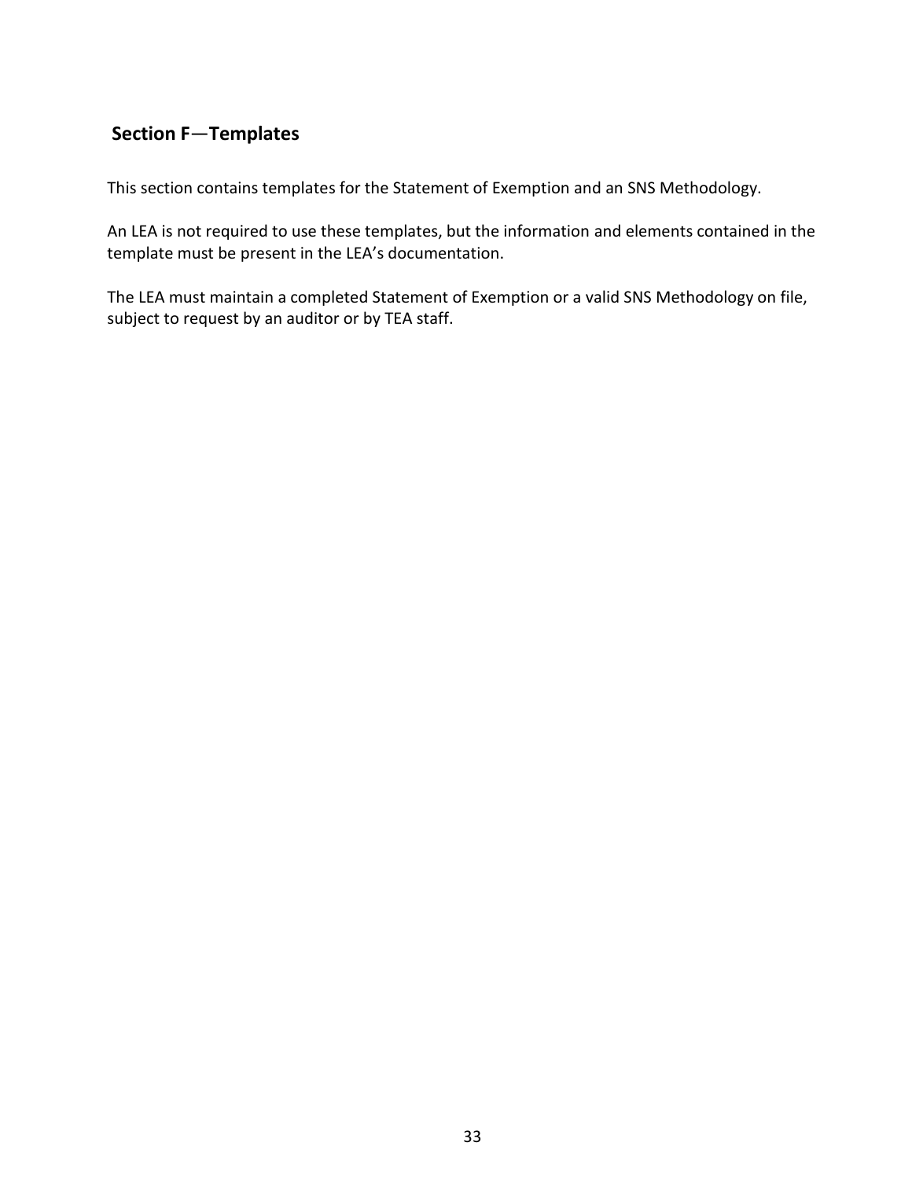## Section F—Templates

This section contains templates for the Statement of Exemption and an SNS Methodology.

An LEA is not required to use these templates, but the information and elements contained in the template must be present in the LEA's documentation.

The LEA must maintain a completed Statement of Exemption or a valid SNS Methodology on file, subject to request by an auditor or by TEA staff.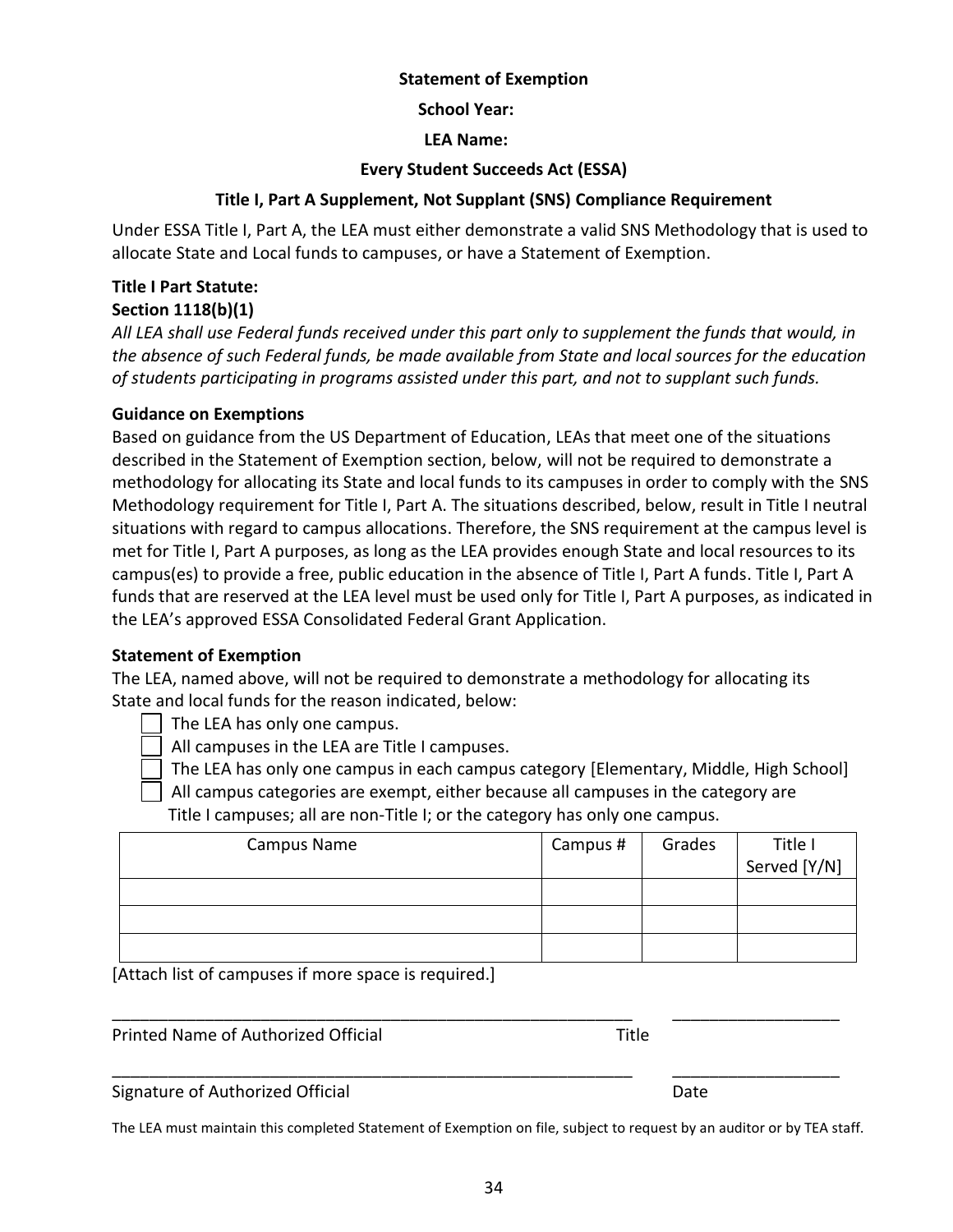**Statement of Exemption**

**School Year:**

**LEA Name:**

**Every Student Succeeds Act (ESSA)**

**Title I, Part A Supplement, Not Supplant (SNS) Compliance Requirement**

Under ESSA Title I, Part A, the LEA must either demonstrate a valid SNS Methodology that is used to allocate State and Local funds to campuses, or have a Statement of Exemption.

**Title I Part Statute:**
**Section 1118(b)(1)**

*All LEA shall use Federal funds received under this part only to supplement the funds that would, in the absence of such Federal funds, be made available from State and local sources for the education of students participating in programs assisted under this part, and not to supplant such funds.*

**Guidance on Exemptions**

Based on guidance from the US Department of Education, LEAs that meet one of the situations described in the Statement of Exemption section, below, will not be required to demonstrate a methodology for allocating its State and local funds to its campuses in order to comply with the SNS Methodology requirement for Title I, Part A. The situations described, below, result in Title I neutral situations with regard to campus allocations. Therefore, the SNS requirement at the campus level is met for Title I, Part A purposes, as long as the LEA provides enough State and local resources to its campus(es) to provide a free, public education in the absence of Title I, Part A funds. Title I, Part A funds that are reserved at the LEA level must be used only for Title I, Part A purposes, as indicated in the LEA's approved ESSA Consolidated Federal Grant Application.

**Statement of Exemption**

The LEA, named above, will not be required to demonstrate a methodology for allocating its State and local funds for the reason indicated, below:

- ☐ The LEA has only one campus.
- ☐ All campuses in the LEA are Title I campuses.
- ☐ The LEA has only one campus in each campus category [Elementary, Middle, High School]
- ☐ All campus categories are exempt, either because all campuses in the category are Title I campuses; all are non-Title I; or the category has only one campus.

| Campus Name | Campus # | Grades | Title I Served [Y/N] |
|---|---|---|---|
| | | | |
| | | | |
| | | | |

[Attach list of campuses if more space is required.]

\_\_\_\_\_\_\_\_\_\_\_\_\_\_\_\_\_\_\_\_\_\_\_\_\_\_\_\_\_\_\_\_\_\_\_\_\_\_\_\_\_\_\_\_\_\_\_\_\_\_\_\_\_\_\_\_\_ \_\_\_\_\_\_\_\_\_\_\_\_\_\_\_\_\_\_\_\_

Printed Name of Authorized Official Title

\_\_\_\_\_\_\_\_\_\_\_\_\_\_\_\_\_\_\_\_\_\_\_\_\_\_\_\_\_\_\_\_\_\_\_\_\_\_\_\_\_\_\_\_\_\_\_\_\_\_\_\_\_\_\_\_\_ \_\_\_\_\_\_\_\_\_\_\_\_\_\_\_\_\_\_\_\_

Signature of Authorized Official Date

The LEA must maintain this completed Statement of Exemption on file, subject to request by an auditor or by TEA staff.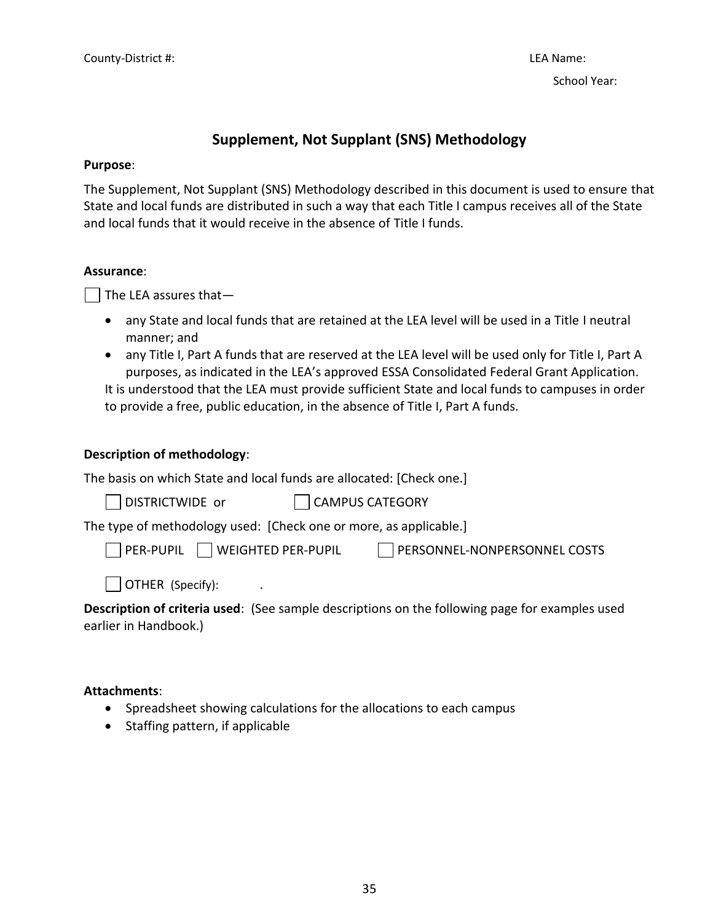County-District #: LEA Name:

School Year:

## Supplement, Not Supplant (SNS) Methodology

**Purpose**:

The Supplement, Not Supplant (SNS) Methodology described in this document is used to ensure that State and local funds are distributed in such a way that each Title I campus receives all of the State and local funds that it would receive in the absence of Title I funds.

**Assurance**:

☐ The LEA assures that—

- any State and local funds that are retained at the LEA level will be used in a Title I neutral manner; and
- any Title I, Part A funds that are reserved at the LEA level will be used only for Title I, Part A purposes, as indicated in the LEA's approved ESSA Consolidated Federal Grant Application.

It is understood that the LEA must provide sufficient State and local funds to campuses in order to provide a free, public education, in the absence of Title I, Part A funds.

**Description of methodology**:

The basis on which State and local funds are allocated: [Check one.]

☐ DISTRICTWIDE or ☐ CAMPUS CATEGORY

The type of methodology used: [Check one or more, as applicable.]

☐ PER-PUPIL ☐ WEIGHTED PER-PUPIL ☐ PERSONNEL-NONPERSONNEL COSTS

☐ OTHER (Specify): .

**Description of criteria used**: (See sample descriptions on the following page for examples used earlier in Handbook.)

**Attachments**:

- Spreadsheet showing calculations for the allocations to each campus
- Staffing pattern, if applicable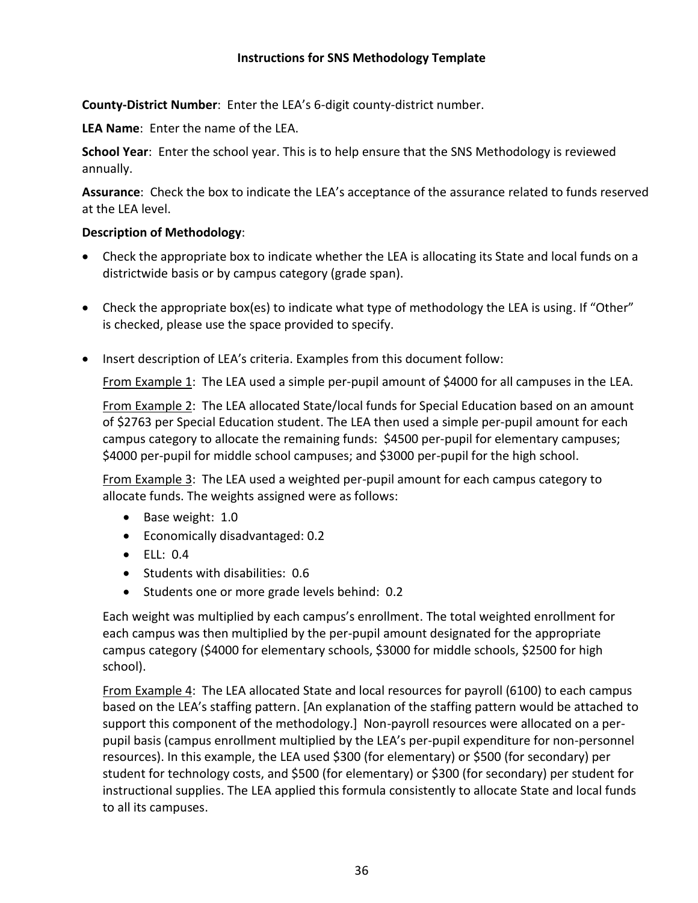# Instructions for SNS Methodology Template

**County-District Number**: Enter the LEA's 6-digit county-district number.

**LEA Name**: Enter the name of the LEA.

**School Year**: Enter the school year. This is to help ensure that the SNS Methodology is reviewed annually.

**Assurance**: Check the box to indicate the LEA's acceptance of the assurance related to funds reserved at the LEA level.

**Description of Methodology**:

- Check the appropriate box to indicate whether the LEA is allocating its State and local funds on a districtwide basis or by campus category (grade span).
- Check the appropriate box(es) to indicate what type of methodology the LEA is using. If "Other" is checked, please use the space provided to specify.
- Insert description of LEA's criteria. Examples from this document follow:

  <u>From Example 1</u>: The LEA used a simple per-pupil amount of $4000 for all campuses in the LEA.

  <u>From Example 2</u>: The LEA allocated State/local funds for Special Education based on an amount of $2763 per Special Education student. The LEA then used a simple per-pupil amount for each campus category to allocate the remaining funds: $4500 per-pupil for elementary campuses; $4000 per-pupil for middle school campuses; and $3000 per-pupil for the high school.

  <u>From Example 3</u>: The LEA used a weighted per-pupil amount for each campus category to allocate funds. The weights assigned were as follows:

  - Base weight: 1.0
  - Economically disadvantaged: 0.2
  - ELL: 0.4
  - Students with disabilities: 0.6
  - Students one or more grade levels behind: 0.2

  Each weight was multiplied by each campus's enrollment. The total weighted enrollment for each campus was then multiplied by the per-pupil amount designated for the appropriate campus category ($4000 for elementary schools, $3000 for middle schools, $2500 for high school).

  <u>From Example 4</u>: The LEA allocated State and local resources for payroll (6100) to each campus based on the LEA's staffing pattern. [An explanation of the staffing pattern would be attached to support this component of the methodology.] Non-payroll resources were allocated on a per-pupil basis (campus enrollment multiplied by the LEA's per-pupil expenditure for non-personnel resources). In this example, the LEA used $300 (for elementary) or $500 (for secondary) per student for technology costs, and $500 (for elementary) or $300 (for secondary) per student for instructional supplies. The LEA applied this formula consistently to allocate State and local funds to all its campuses.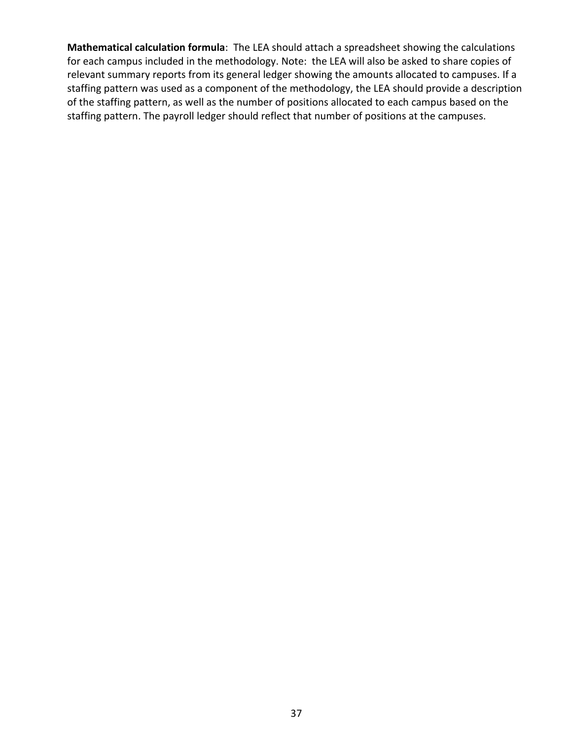**Mathematical calculation formula**: The LEA should attach a spreadsheet showing the calculations for each campus included in the methodology. Note: the LEA will also be asked to share copies of relevant summary reports from its general ledger showing the amounts allocated to campuses. If a staffing pattern was used as a component of the methodology, the LEA should provide a description of the staffing pattern, as well as the number of positions allocated to each campus based on the staffing pattern. The payroll ledger should reflect that number of positions at the campuses.